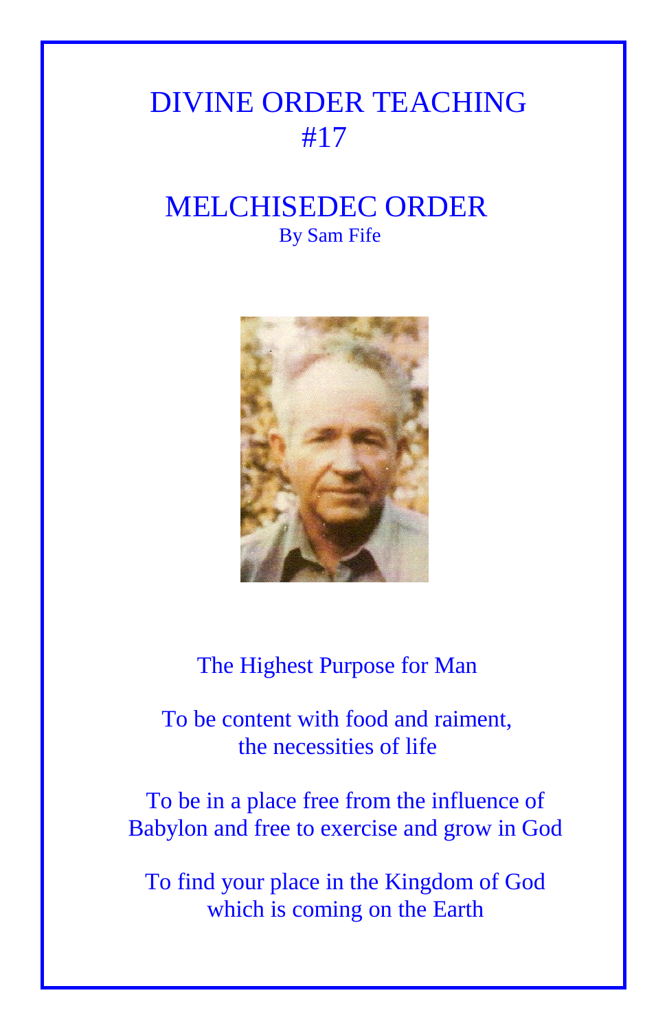# DIVINE ORDER TEACHING #17

# MELCHISEDEC ORDER

By Sam Fife

The Highest Purpose for Man

To be content with food and raiment, the necessities of life

To be in a place free from the influence of Babylon and free to exercise and grow in God

To find your place in the Kingdom of God which is coming on the Earth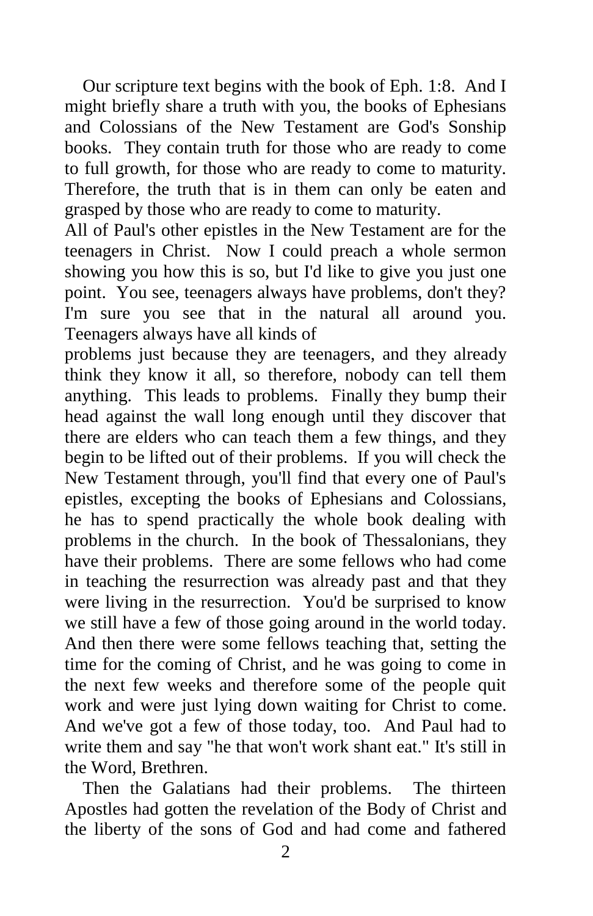Our scripture text begins with the book of Eph. 1:8. And I might briefly share a truth with you, the books of Ephesians and Colossians of the New Testament are God's Sonship books. They contain truth for those who are ready to come to full growth, for those who are ready to come to maturity. Therefore, the truth that is in them can only be eaten and grasped by those who are ready to come to maturity.

All of Paul's other epistles in the New Testament are for the teenagers in Christ. Now I could preach a whole sermon showing you how this is so, but I'd like to give you just one point. You see, teenagers always have problems, don't they? I'm sure you see that in the natural all around you. Teenagers always have all kinds of problems just because they are teenagers, and they already think they know it all, so therefore, nobody can tell them anything. This leads to problems. Finally they bump their head against the wall long enough until they discover that there are elders who can teach them a few things, and they begin to be lifted out of their problems. If you will check the New Testament through, you'll find that every one of Paul's epistles, excepting the books of Ephesians and Colossians, he has to spend practically the whole book dealing with problems in the church. In the book of Thessalonians, they have their problems. There are some fellows who had come in teaching the resurrection was already past and that they were living in the resurrection. You'd be surprised to know we still have a few of those going around in the world today. And then there were some fellows teaching that, setting the time for the coming of Christ, and he was going to come in the next few weeks and therefore some of the people quit work and were just lying down waiting for Christ to come. And we've got a few of those today, too. And Paul had to write them and say "he that won't work shant eat." It's still in the Word, Brethren.

Then the Galatians had their problems. The thirteen Apostles had gotten the revelation of the Body of Christ and the liberty of the sons of God and had come and fathered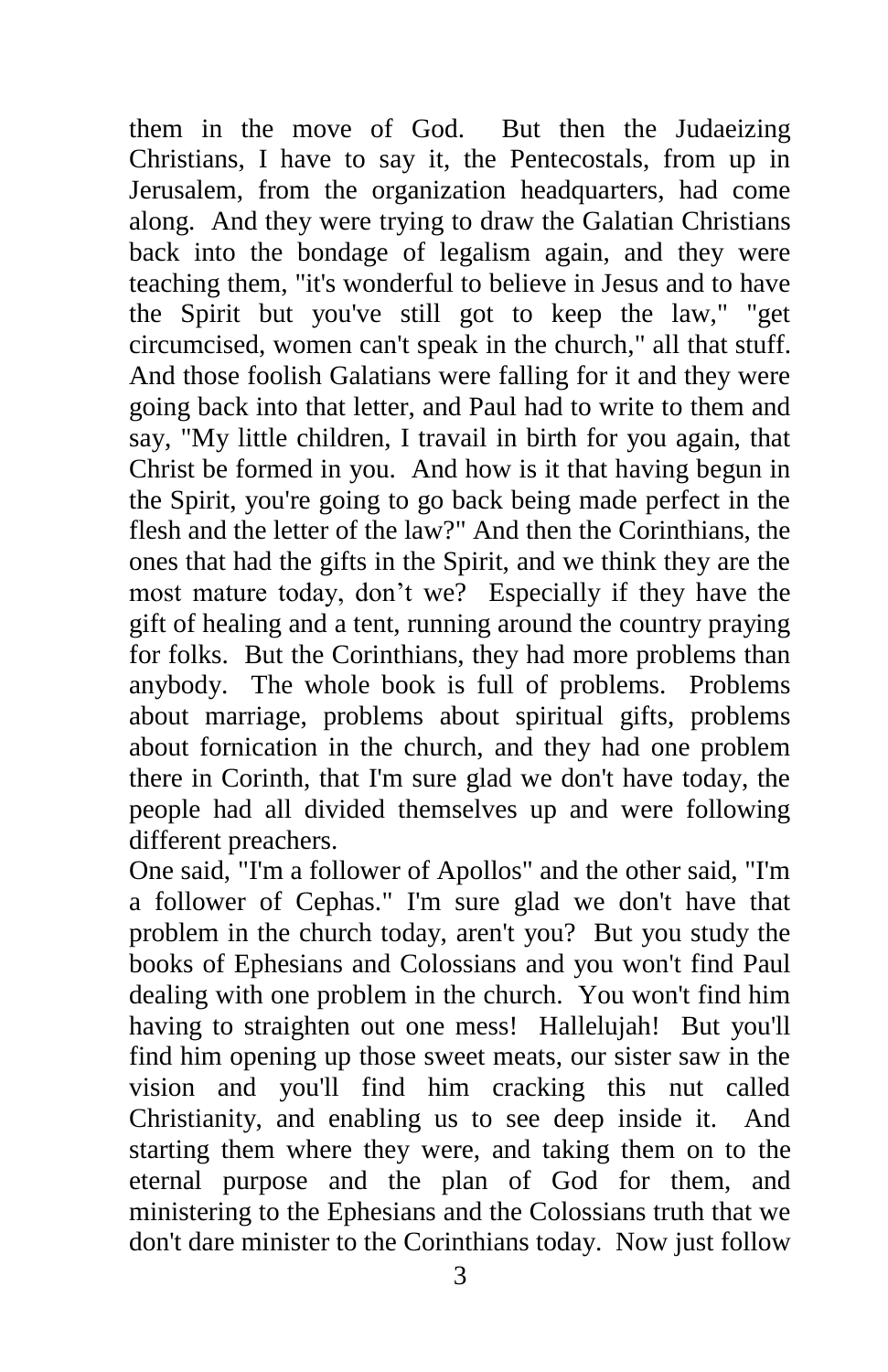them in the move of God. But then the Judaeizing Christians, I have to say it, the Pentecostals, from up in Jerusalem, from the organization headquarters, had come along. And they were trying to draw the Galatian Christians back into the bondage of legalism again, and they were teaching them, "it's wonderful to believe in Jesus and to have the Spirit but you've still got to keep the law," "get circumcised, women can't speak in the church," all that stuff. And those foolish Galatians were falling for it and they were going back into that letter, and Paul had to write to them and say, "My little children, I travail in birth for you again, that Christ be formed in you. And how is it that having begun in the Spirit, you're going to go back being made perfect in the flesh and the letter of the law?" And then the Corinthians, the ones that had the gifts in the Spirit, and we think they are the most mature today, don't we? Especially if they have the gift of healing and a tent, running around the country praying for folks. But the Corinthians, they had more problems than anybody. The whole book is full of problems. Problems about marriage, problems about spiritual gifts, problems about fornication in the church, and they had one problem there in Corinth, that I'm sure glad we don't have today, the people had all divided themselves up and were following different preachers.

One said, "I'm a follower of Apollos" and the other said, "I'm a follower of Cephas." I'm sure glad we don't have that problem in the church today, aren't you? But you study the books of Ephesians and Colossians and you won't find Paul dealing with one problem in the church. You won't find him having to straighten out one mess! Hallelujah! But you'll find him opening up those sweet meats, our sister saw in the vision and you'll find him cracking this nut called Christianity, and enabling us to see deep inside it. And starting them where they were, and taking them on to the eternal purpose and the plan of God for them, and ministering to the Ephesians and the Colossians truth that we don't dare minister to the Corinthians today. Now just follow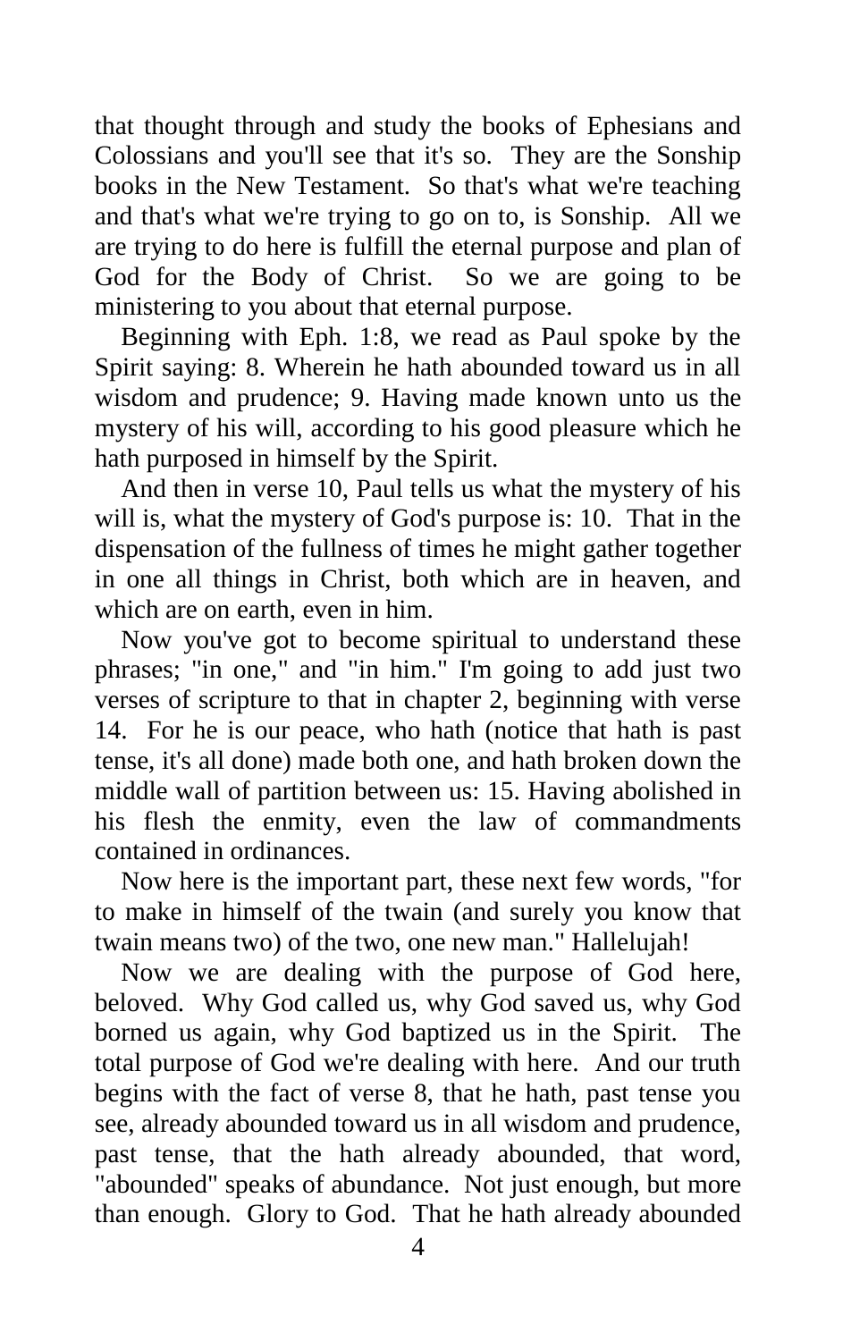that thought through and study the books of Ephesians and Colossians and you'll see that it's so. They are the Sonship books in the New Testament. So that's what we're teaching and that's what we're trying to go on to, is Sonship. All we are trying to do here is fulfill the eternal purpose and plan of God for the Body of Christ. So we are going to be ministering to you about that eternal purpose.

Beginning with Eph. 1:8, we read as Paul spoke by the Spirit saying: 8. Wherein he hath abounded toward us in all wisdom and prudence; 9. Having made known unto us the mystery of his will, according to his good pleasure which he hath purposed in himself by the Spirit.

And then in verse 10, Paul tells us what the mystery of his will is, what the mystery of God's purpose is: 10. That in the dispensation of the fullness of times he might gather together in one all things in Christ, both which are in heaven, and which are on earth, even in him.

Now you've got to become spiritual to understand these phrases; "in one," and "in him." I'm going to add just two verses of scripture to that in chapter 2, beginning with verse 14. For he is our peace, who hath (notice that hath is past tense, it's all done) made both one, and hath broken down the middle wall of partition between us: 15. Having abolished in his flesh the enmity, even the law of commandments contained in ordinances.

Now here is the important part, these next few words, "for to make in himself of the twain (and surely you know that twain means two) of the two, one new man." Hallelujah!

Now we are dealing with the purpose of God here, beloved. Why God called us, why God saved us, why God borned us again, why God baptized us in the Spirit. The total purpose of God we're dealing with here. And our truth begins with the fact of verse 8, that he hath, past tense you see, already abounded toward us in all wisdom and prudence, past tense, that the hath already abounded, that word, "abounded" speaks of abundance. Not just enough, but more than enough. Glory to God. That he hath already abounded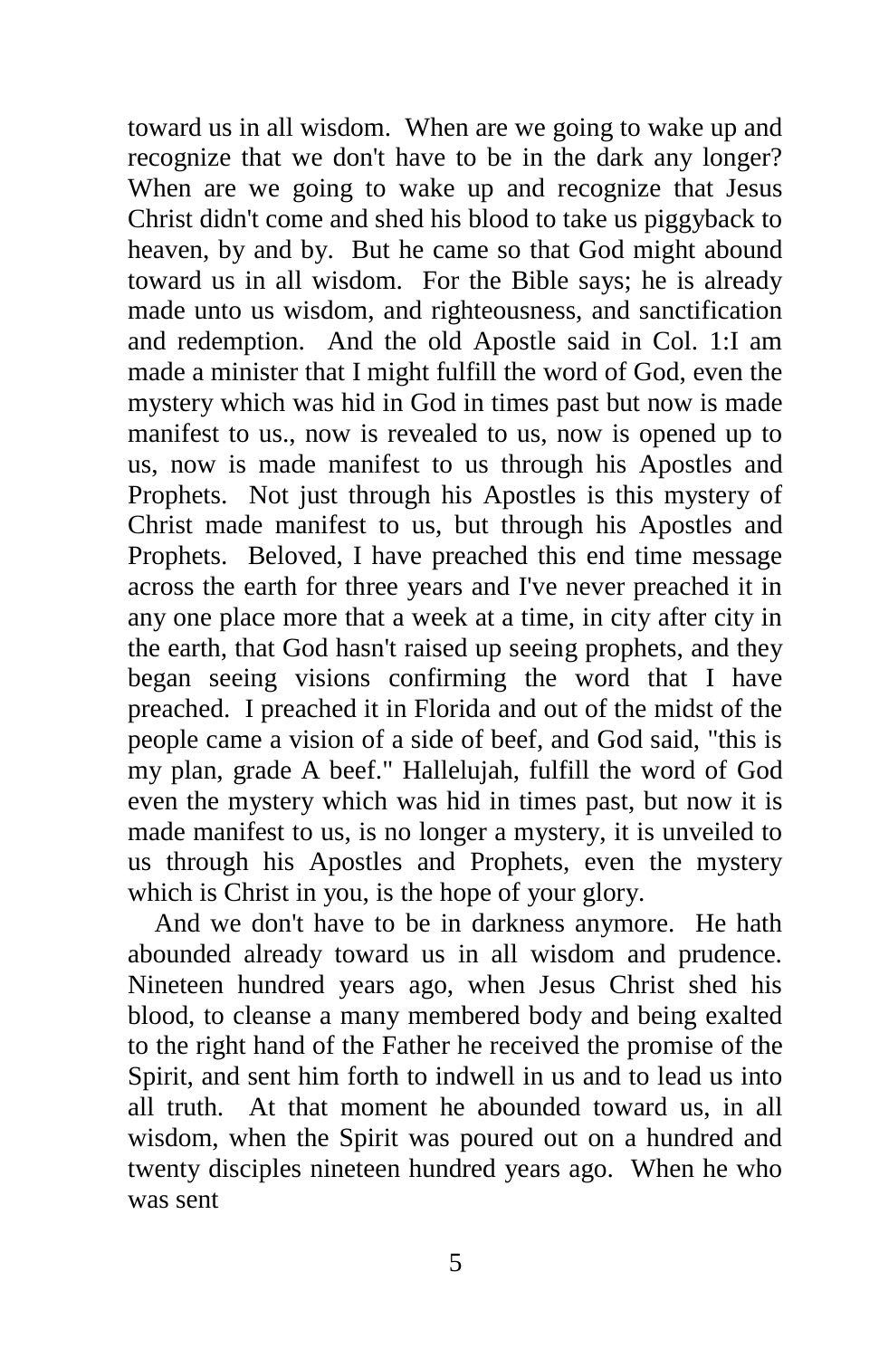toward us in all wisdom. When are we going to wake up and recognize that we don't have to be in the dark any longer? When are we going to wake up and recognize that Jesus Christ didn't come and shed his blood to take us piggyback to heaven, by and by. But he came so that God might abound toward us in all wisdom. For the Bible says; he is already made unto us wisdom, and righteousness, and sanctification and redemption. And the old Apostle said in Col. 1:I am made a minister that I might fulfill the word of God, even the mystery which was hid in God in times past but now is made manifest to us., now is revealed to us, now is opened up to us, now is made manifest to us through his Apostles and Prophets. Not just through his Apostles is this mystery of Christ made manifest to us, but through his Apostles and Prophets. Beloved, I have preached this end time message across the earth for three years and I've never preached it in any one place more that a week at a time, in city after city in the earth, that God hasn't raised up seeing prophets, and they began seeing visions confirming the word that I have preached. I preached it in Florida and out of the midst of the people came a vision of a side of beef, and God said, "this is my plan, grade A beef." Hallelujah, fulfill the word of God even the mystery which was hid in times past, but now it is made manifest to us, is no longer a mystery, it is unveiled to us through his Apostles and Prophets, even the mystery which is Christ in you, is the hope of your glory.

And we don't have to be in darkness anymore. He hath abounded already toward us in all wisdom and prudence. Nineteen hundred years ago, when Jesus Christ shed his blood, to cleanse a many membered body and being exalted to the right hand of the Father he received the promise of the Spirit, and sent him forth to indwell in us and to lead us into all truth. At that moment he abounded toward us, in all wisdom, when the Spirit was poured out on a hundred and twenty disciples nineteen hundred years ago. When he who was sent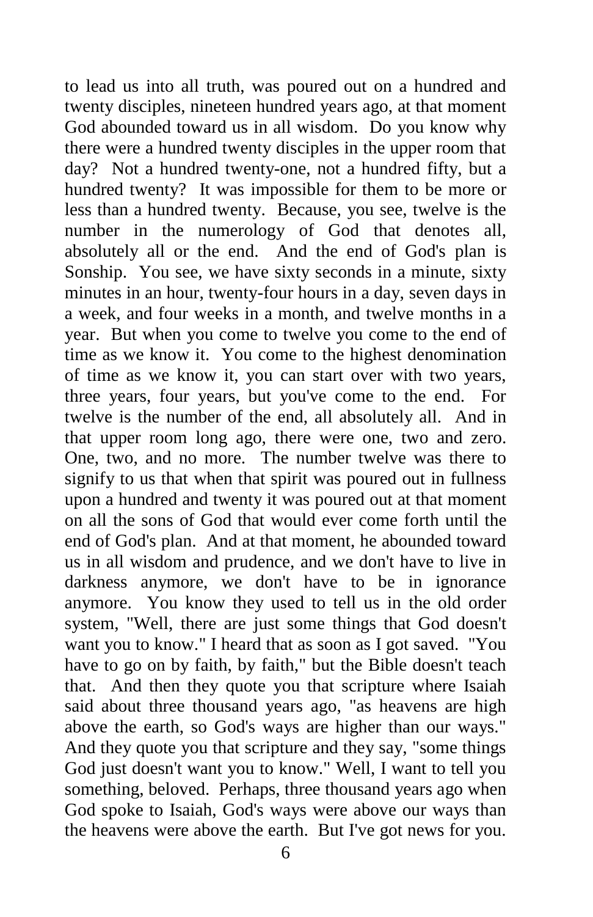to lead us into all truth, was poured out on a hundred and twenty disciples, nineteen hundred years ago, at that moment God abounded toward us in all wisdom. Do you know why there were a hundred twenty disciples in the upper room that day? Not a hundred twenty-one, not a hundred fifty, but a hundred twenty? It was impossible for them to be more or less than a hundred twenty. Because, you see, twelve is the number in the numerology of God that denotes all, absolutely all or the end. And the end of God's plan is Sonship. You see, we have sixty seconds in a minute, sixty minutes in an hour, twenty-four hours in a day, seven days in a week, and four weeks in a month, and twelve months in a year. But when you come to twelve you come to the end of time as we know it. You come to the highest denomination of time as we know it, you can start over with two years, three years, four years, but you've come to the end. For twelve is the number of the end, all absolutely all. And in that upper room long ago, there were one, two and zero. One, two, and no more. The number twelve was there to signify to us that when that spirit was poured out in fullness upon a hundred and twenty it was poured out at that moment on all the sons of God that would ever come forth until the end of God's plan. And at that moment, he abounded toward us in all wisdom and prudence, and we don't have to live in darkness anymore, we don't have to be in ignorance anymore. You know they used to tell us in the old order system, "Well, there are just some things that God doesn't want you to know." I heard that as soon as I got saved. "You have to go on by faith, by faith," but the Bible doesn't teach that. And then they quote you that scripture where Isaiah said about three thousand years ago, "as heavens are high above the earth, so God's ways are higher than our ways." And they quote you that scripture and they say, "some things God just doesn't want you to know." Well, I want to tell you something, beloved. Perhaps, three thousand years ago when God spoke to Isaiah, God's ways were above our ways than the heavens were above the earth. But I've got news for you.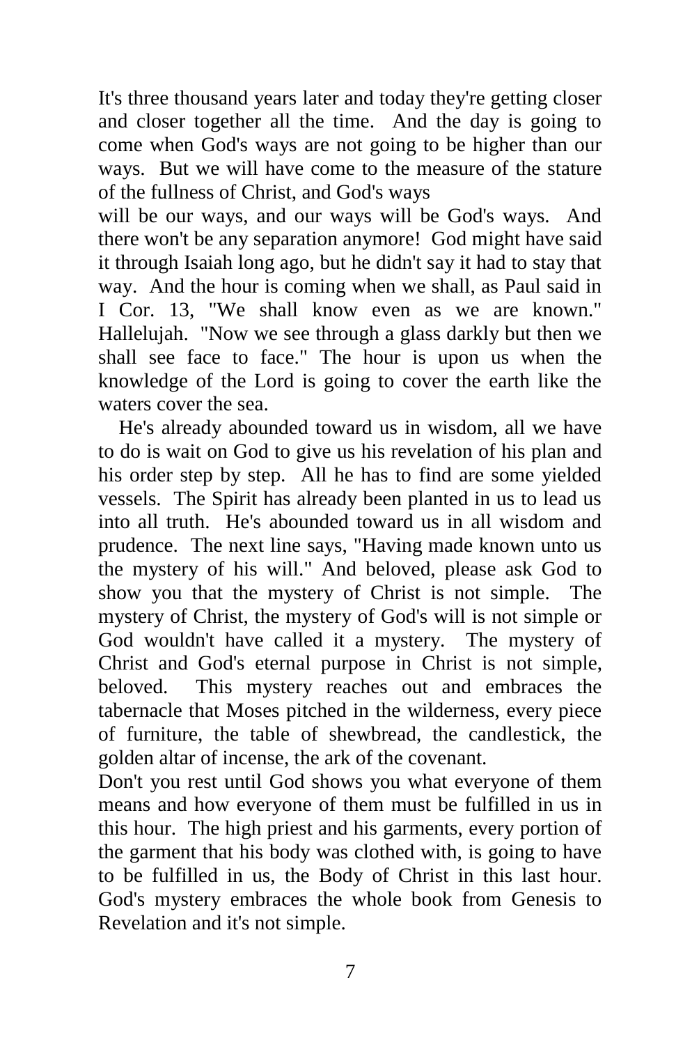It's three thousand years later and today they're getting closer and closer together all the time. And the day is going to come when God's ways are not going to be higher than our ways. But we will have come to the measure of the stature of the fullness of Christ, and God's ways will be our ways, and our ways will be God's ways. And there won't be any separation anymore! God might have said it through Isaiah long ago, but he didn't say it had to stay that way. And the hour is coming when we shall, as Paul said in I Cor. 13, "We shall know even as we are known." Hallelujah. "Now we see through a glass darkly but then we shall see face to face." The hour is upon us when the knowledge of the Lord is going to cover the earth like the waters cover the sea.

He's already abounded toward us in wisdom, all we have to do is wait on God to give us his revelation of his plan and his order step by step. All he has to find are some yielded vessels. The Spirit has already been planted in us to lead us into all truth. He's abounded toward us in all wisdom and prudence. The next line says, "Having made known unto us the mystery of his will." And beloved, please ask God to show you that the mystery of Christ is not simple. The mystery of Christ, the mystery of God's will is not simple or God wouldn't have called it a mystery. The mystery of Christ and God's eternal purpose in Christ is not simple, beloved. This mystery reaches out and embraces the tabernacle that Moses pitched in the wilderness, every piece of furniture, the table of shewbread, the candlestick, the golden altar of incense, the ark of the covenant. Don't you rest until God shows you what everyone of them means and how everyone of them must be fulfilled in us in this hour. The high priest and his garments, every portion of the garment that his body was clothed with, is going to have to be fulfilled in us, the Body of Christ in this last hour. God's mystery embraces the whole book from Genesis to Revelation and it's not simple.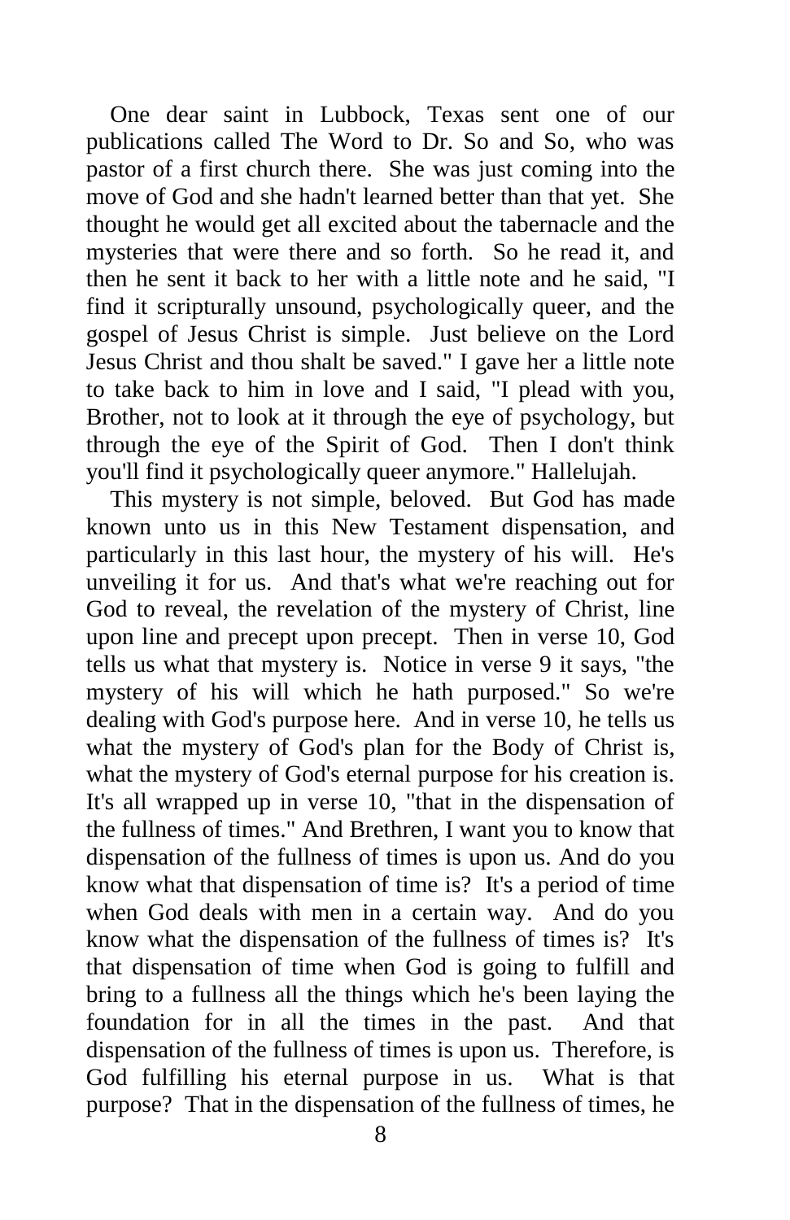One dear saint in Lubbock, Texas sent one of our publications called The Word to Dr. So and So, who was pastor of a first church there. She was just coming into the move of God and she hadn't learned better than that yet. She thought he would get all excited about the tabernacle and the mysteries that were there and so forth. So he read it, and then he sent it back to her with a little note and he said, "I find it scripturally unsound, psychologically queer, and the gospel of Jesus Christ is simple. Just believe on the Lord Jesus Christ and thou shalt be saved." I gave her a little note to take back to him in love and I said, "I plead with you, Brother, not to look at it through the eye of psychology, but through the eye of the Spirit of God. Then I don't think you'll find it psychologically queer anymore." Hallelujah.

This mystery is not simple, beloved. But God has made known unto us in this New Testament dispensation, and particularly in this last hour, the mystery of his will. He's unveiling it for us. And that's what we're reaching out for God to reveal, the revelation of the mystery of Christ, line upon line and precept upon precept. Then in verse 10, God tells us what that mystery is. Notice in verse 9 it says, "the mystery of his will which he hath purposed." So we're dealing with God's purpose here. And in verse 10, he tells us what the mystery of God's plan for the Body of Christ is, what the mystery of God's eternal purpose for his creation is. It's all wrapped up in verse 10, "that in the dispensation of the fullness of times." And Brethren, I want you to know that dispensation of the fullness of times is upon us. And do you know what that dispensation of time is? It's a period of time when God deals with men in a certain way. And do you know what the dispensation of the fullness of times is? It's that dispensation of time when God is going to fulfill and bring to a fullness all the things which he's been laying the foundation for in all the times in the past. And that dispensation of the fullness of times is upon us. Therefore, is God fulfilling his eternal purpose in us. What is that purpose? That in the dispensation of the fullness of times, he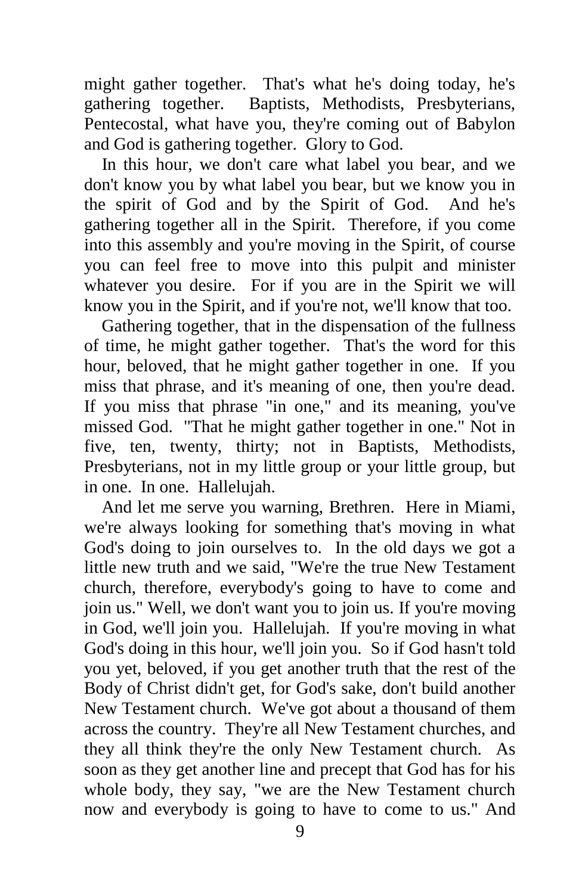might gather together. That's what he's doing today, he's gathering together. Baptists, Methodists, Presbyterians, Pentecostal, what have you, they're coming out of Babylon and God is gathering together. Glory to God.

In this hour, we don't care what label you bear, and we don't know you by what label you bear, but we know you in the spirit of God and by the Spirit of God. And he's gathering together all in the Spirit. Therefore, if you come into this assembly and you're moving in the Spirit, of course you can feel free to move into this pulpit and minister whatever you desire. For if you are in the Spirit we will know you in the Spirit, and if you're not, we'll know that too.

Gathering together, that in the dispensation of the fullness of time, he might gather together. That's the word for this hour, beloved, that he might gather together in one. If you miss that phrase, and it's meaning of one, then you're dead. If you miss that phrase "in one," and its meaning, you've missed God. "That he might gather together in one." Not in five, ten, twenty, thirty; not in Baptists, Methodists, Presbyterians, not in my little group or your little group, but in one. In one. Hallelujah.

And let me serve you warning, Brethren. Here in Miami, we're always looking for something that's moving in what God's doing to join ourselves to. In the old days we got a little new truth and we said, "We're the true New Testament church, therefore, everybody's going to have to come and join us." Well, we don't want you to join us. If you're moving in God, we'll join you. Hallelujah. If you're moving in what God's doing in this hour, we'll join you. So if God hasn't told you yet, beloved, if you get another truth that the rest of the Body of Christ didn't get, for God's sake, don't build another New Testament church. We've got about a thousand of them across the country. They're all New Testament churches, and they all think they're the only New Testament church. As soon as they get another line and precept that God has for his whole body, they say, "we are the New Testament church now and everybody is going to have to come to us." And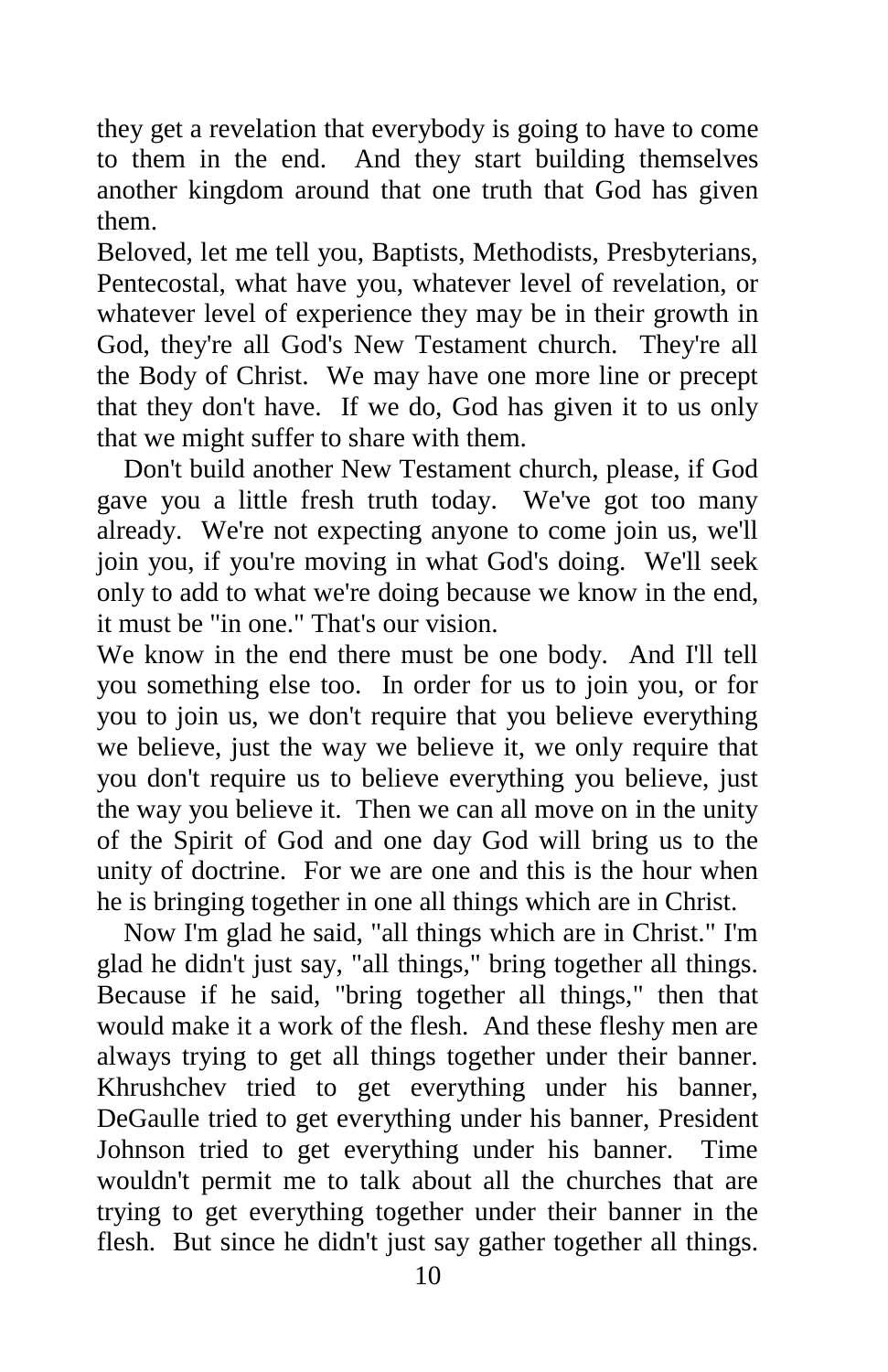they get a revelation that everybody is going to have to come to them in the end. And they start building themselves another kingdom around that one truth that God has given them.

Beloved, let me tell you, Baptists, Methodists, Presbyterians, Pentecostal, what have you, whatever level of revelation, or whatever level of experience they may be in their growth in God, they're all God's New Testament church. They're all the Body of Christ. We may have one more line or precept that they don't have. If we do, God has given it to us only that we might suffer to share with them.

Don't build another New Testament church, please, if God gave you a little fresh truth today. We've got too many already. We're not expecting anyone to come join us, we'll join you, if you're moving in what God's doing. We'll seek only to add to what we're doing because we know in the end, it must be "in one." That's our vision.

We know in the end there must be one body. And I'll tell you something else too. In order for us to join you, or for you to join us, we don't require that you believe everything we believe, just the way we believe it, we only require that you don't require us to believe everything you believe, just the way you believe it. Then we can all move on in the unity of the Spirit of God and one day God will bring us to the unity of doctrine. For we are one and this is the hour when he is bringing together in one all things which are in Christ.

Now I'm glad he said, "all things which are in Christ." I'm glad he didn't just say, "all things," bring together all things. Because if he said, "bring together all things," then that would make it a work of the flesh. And these fleshy men are always trying to get all things together under their banner. Khrushchev tried to get everything under his banner, DeGaulle tried to get everything under his banner, President Johnson tried to get everything under his banner. Time wouldn't permit me to talk about all the churches that are trying to get everything together under their banner in the flesh. But since he didn't just say gather together all things.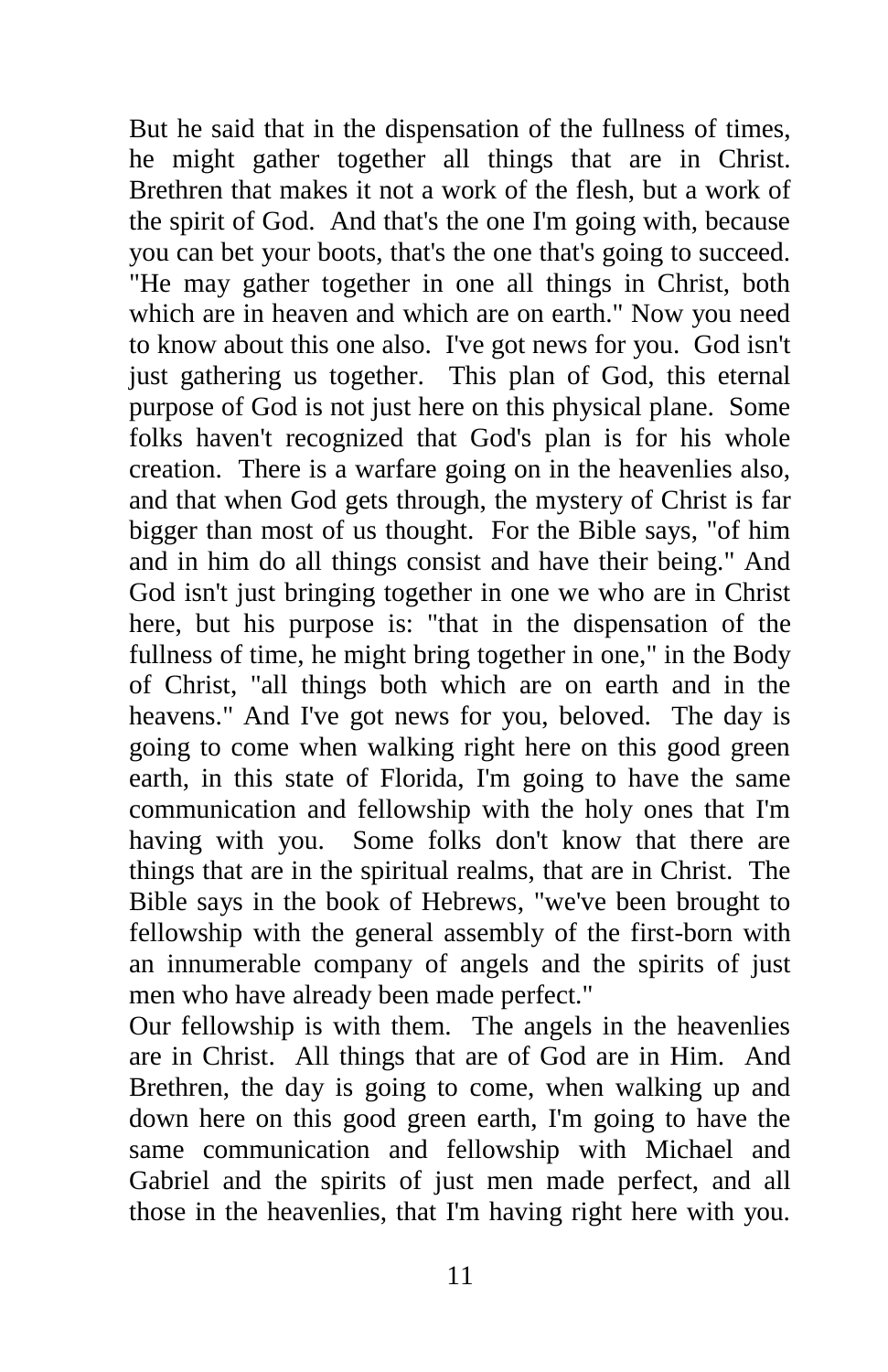But he said that in the dispensation of the fullness of times, he might gather together all things that are in Christ. Brethren that makes it not a work of the flesh, but a work of the spirit of God. And that's the one I'm going with, because you can bet your boots, that's the one that's going to succeed. "He may gather together in one all things in Christ, both which are in heaven and which are on earth." Now you need to know about this one also. I've got news for you. God isn't just gathering us together. This plan of God, this eternal purpose of God is not just here on this physical plane. Some folks haven't recognized that God's plan is for his whole creation. There is a warfare going on in the heavenlies also, and that when God gets through, the mystery of Christ is far bigger than most of us thought. For the Bible says, "of him and in him do all things consist and have their being." And God isn't just bringing together in one we who are in Christ here, but his purpose is: "that in the dispensation of the fullness of time, he might bring together in one," in the Body of Christ, "all things both which are on earth and in the heavens." And I've got news for you, beloved. The day is going to come when walking right here on this good green earth, in this state of Florida, I'm going to have the same communication and fellowship with the holy ones that I'm having with you. Some folks don't know that there are things that are in the spiritual realms, that are in Christ. The Bible says in the book of Hebrews, "we've been brought to fellowship with the general assembly of the first-born with an innumerable company of angels and the spirits of just men who have already been made perfect."

Our fellowship is with them. The angels in the heavenlies are in Christ. All things that are of God are in Him. And Brethren, the day is going to come, when walking up and down here on this good green earth, I'm going to have the same communication and fellowship with Michael and Gabriel and the spirits of just men made perfect, and all those in the heavenlies, that I'm having right here with you.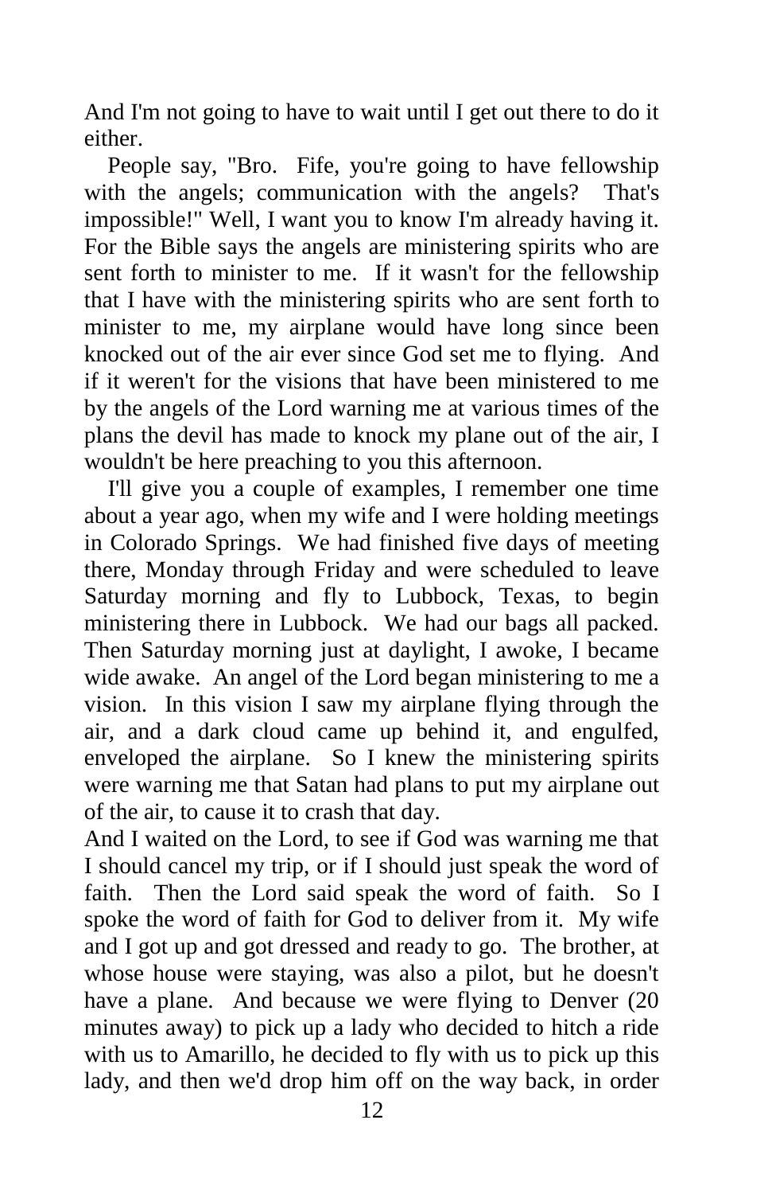And I'm not going to have to wait until I get out there to do it either.

People say, "Bro. Fife, you're going to have fellowship with the angels; communication with the angels? That's impossible!" Well, I want you to know I'm already having it. For the Bible says the angels are ministering spirits who are sent forth to minister to me. If it wasn't for the fellowship that I have with the ministering spirits who are sent forth to minister to me, my airplane would have long since been knocked out of the air ever since God set me to flying. And if it weren't for the visions that have been ministered to me by the angels of the Lord warning me at various times of the plans the devil has made to knock my plane out of the air, I wouldn't be here preaching to you this afternoon.

I'll give you a couple of examples, I remember one time about a year ago, when my wife and I were holding meetings in Colorado Springs. We had finished five days of meeting there, Monday through Friday and were scheduled to leave Saturday morning and fly to Lubbock, Texas, to begin ministering there in Lubbock. We had our bags all packed. Then Saturday morning just at daylight, I awoke, I became wide awake. An angel of the Lord began ministering to me a vision. In this vision I saw my airplane flying through the air, and a dark cloud came up behind it, and engulfed, enveloped the airplane. So I knew the ministering spirits were warning me that Satan had plans to put my airplane out of the air, to cause it to crash that day.

And I waited on the Lord, to see if God was warning me that I should cancel my trip, or if I should just speak the word of faith. Then the Lord said speak the word of faith. So I spoke the word of faith for God to deliver from it. My wife and I got up and got dressed and ready to go. The brother, at whose house were staying, was also a pilot, but he doesn't have a plane. And because we were flying to Denver (20 minutes away) to pick up a lady who decided to hitch a ride with us to Amarillo, he decided to fly with us to pick up this lady, and then we'd drop him off on the way back, in order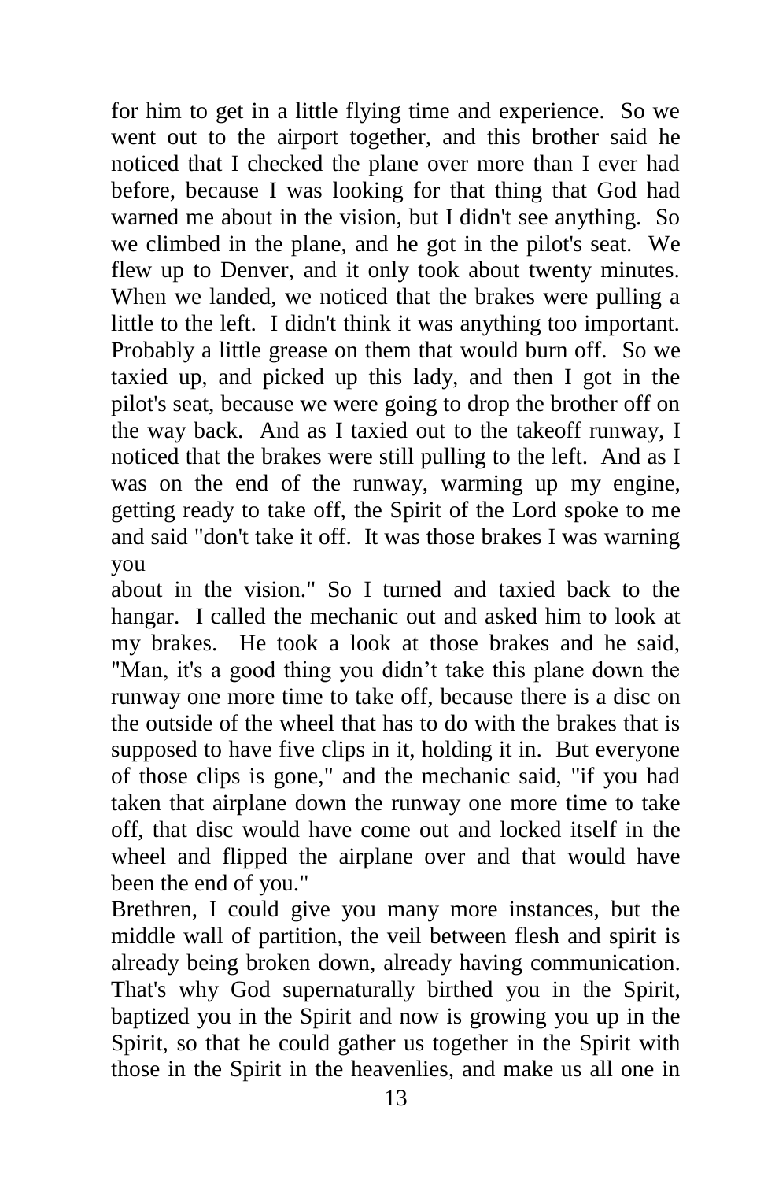for him to get in a little flying time and experience. So we went out to the airport together, and this brother said he noticed that I checked the plane over more than I ever had before, because I was looking for that thing that God had warned me about in the vision, but I didn't see anything. So we climbed in the plane, and he got in the pilot's seat. We flew up to Denver, and it only took about twenty minutes. When we landed, we noticed that the brakes were pulling a little to the left. I didn't think it was anything too important. Probably a little grease on them that would burn off. So we taxied up, and picked up this lady, and then I got in the pilot's seat, because we were going to drop the brother off on the way back. And as I taxied out to the takeoff runway, I noticed that the brakes were still pulling to the left. And as I was on the end of the runway, warming up my engine, getting ready to take off, the Spirit of the Lord spoke to me and said "don't take it off. It was those brakes I was warning you about in the vision." So I turned and taxied back to the hangar. I called the mechanic out and asked him to look at my brakes. He took a look at those brakes and he said, "Man, it's a good thing you didn't take this plane down the runway one more time to take off, because there is a disc on the outside of the wheel that has to do with the brakes that is supposed to have five clips in it, holding it in. But everyone of those clips is gone," and the mechanic said, "if you had taken that airplane down the runway one more time to take off, that disc would have come out and locked itself in the wheel and flipped the airplane over and that would have been the end of you."

Brethren, I could give you many more instances, but the middle wall of partition, the veil between flesh and spirit is already being broken down, already having communication. That's why God supernaturally birthed you in the Spirit, baptized you in the Spirit and now is growing you up in the Spirit, so that he could gather us together in the Spirit with those in the Spirit in the heavenlies, and make us all one in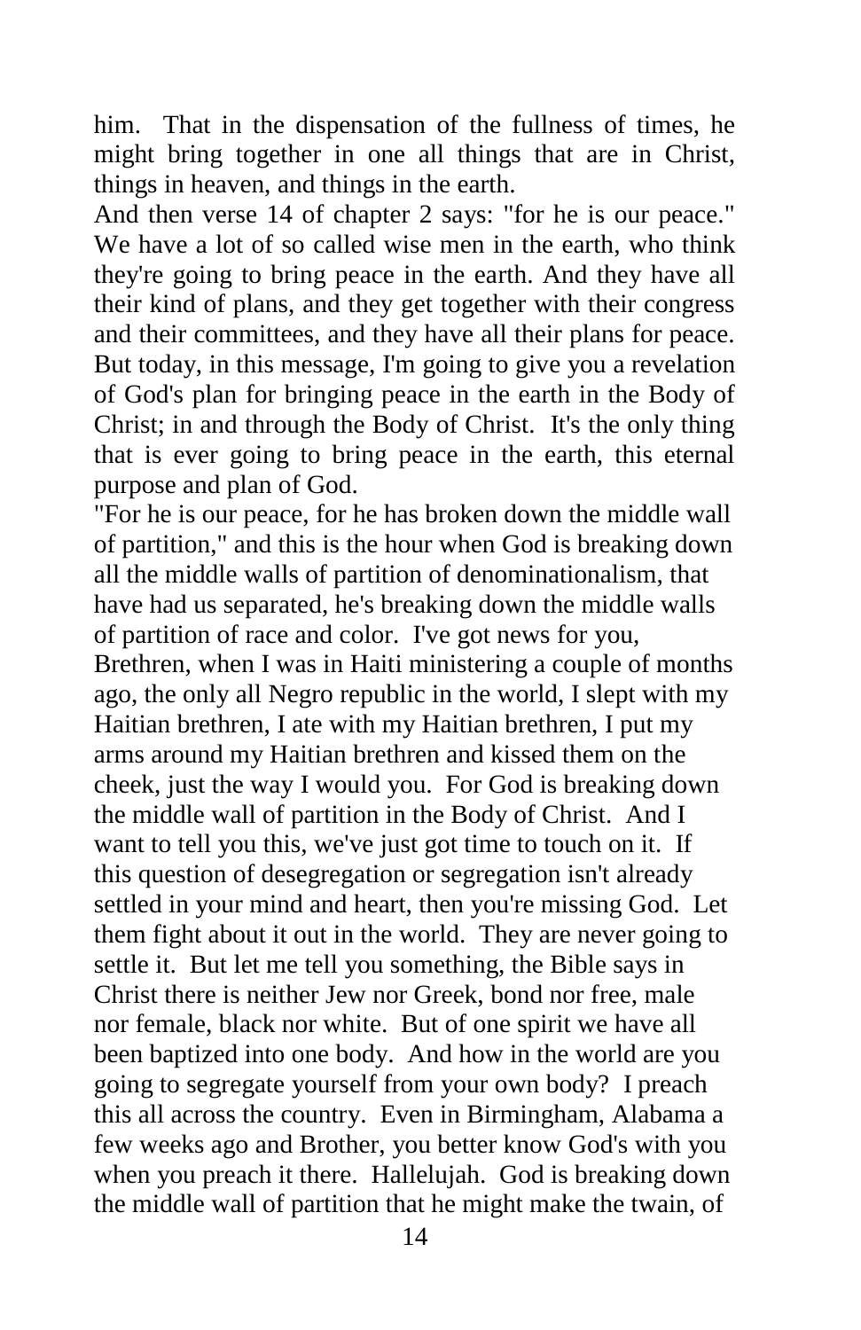him. That in the dispensation of the fullness of times, he might bring together in one all things that are in Christ, things in heaven, and things in the earth.

And then verse 14 of chapter 2 says: "for he is our peace." We have a lot of so called wise men in the earth, who think they're going to bring peace in the earth. And they have all their kind of plans, and they get together with their congress and their committees, and they have all their plans for peace. But today, in this message, I'm going to give you a revelation of God's plan for bringing peace in the earth in the Body of Christ; in and through the Body of Christ. It's the only thing that is ever going to bring peace in the earth, this eternal purpose and plan of God.

"For he is our peace, for he has broken down the middle wall of partition," and this is the hour when God is breaking down all the middle walls of partition of denominationalism, that have had us separated, he's breaking down the middle walls of partition of race and color. I've got news for you, Brethren, when I was in Haiti ministering a couple of months ago, the only all Negro republic in the world, I slept with my Haitian brethren, I ate with my Haitian brethren, I put my arms around my Haitian brethren and kissed them on the cheek, just the way I would you. For God is breaking down the middle wall of partition in the Body of Christ. And I want to tell you this, we've just got time to touch on it. If this question of desegregation or segregation isn't already settled in your mind and heart, then you're missing God. Let them fight about it out in the world. They are never going to settle it. But let me tell you something, the Bible says in Christ there is neither Jew nor Greek, bond nor free, male nor female, black nor white. But of one spirit we have all been baptized into one body. And how in the world are you going to segregate yourself from your own body? I preach this all across the country. Even in Birmingham, Alabama a few weeks ago and Brother, you better know God's with you when you preach it there. Hallelujah. God is breaking down the middle wall of partition that he might make the twain, of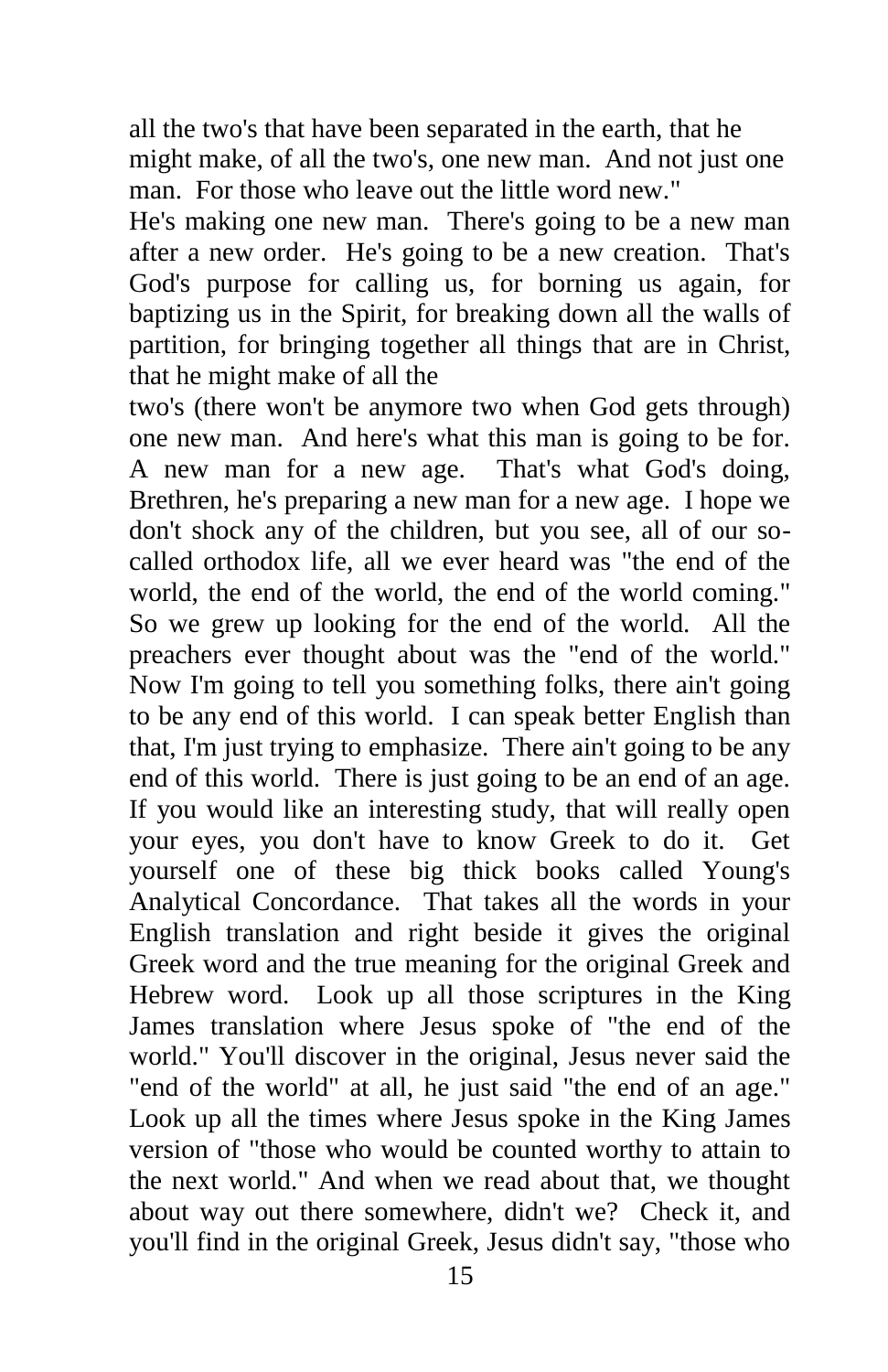all the two's that have been separated in the earth, that he might make, of all the two's, one new man. And not just one man. For those who leave out the little word new."

He's making one new man. There's going to be a new man after a new order. He's going to be a new creation. That's God's purpose for calling us, for borning us again, for baptizing us in the Spirit, for breaking down all the walls of partition, for bringing together all things that are in Christ, that he might make of all the two's (there won't be anymore two when God gets through) one new man. And here's what this man is going to be for. A new man for a new age. That's what God's doing, Brethren, he's preparing a new man for a new age. I hope we don't shock any of the children, but you see, all of our so-called orthodox life, all we ever heard was "the end of the world, the end of the world, the end of the world coming." So we grew up looking for the end of the world. All the preachers ever thought about was the "end of the world." Now I'm going to tell you something folks, there ain't going to be any end of this world. I can speak better English than that, I'm just trying to emphasize. There ain't going to be any end of this world. There is just going to be an end of an age. If you would like an interesting study, that will really open your eyes, you don't have to know Greek to do it. Get yourself one of these big thick books called Young's Analytical Concordance. That takes all the words in your English translation and right beside it gives the original Greek word and the true meaning for the original Greek and Hebrew word. Look up all those scriptures in the King James translation where Jesus spoke of "the end of the world." You'll discover in the original, Jesus never said the "end of the world" at all, he just said "the end of an age." Look up all the times where Jesus spoke in the King James version of "those who would be counted worthy to attain to the next world." And when we read about that, we thought about way out there somewhere, didn't we? Check it, and you'll find in the original Greek, Jesus didn't say, "those who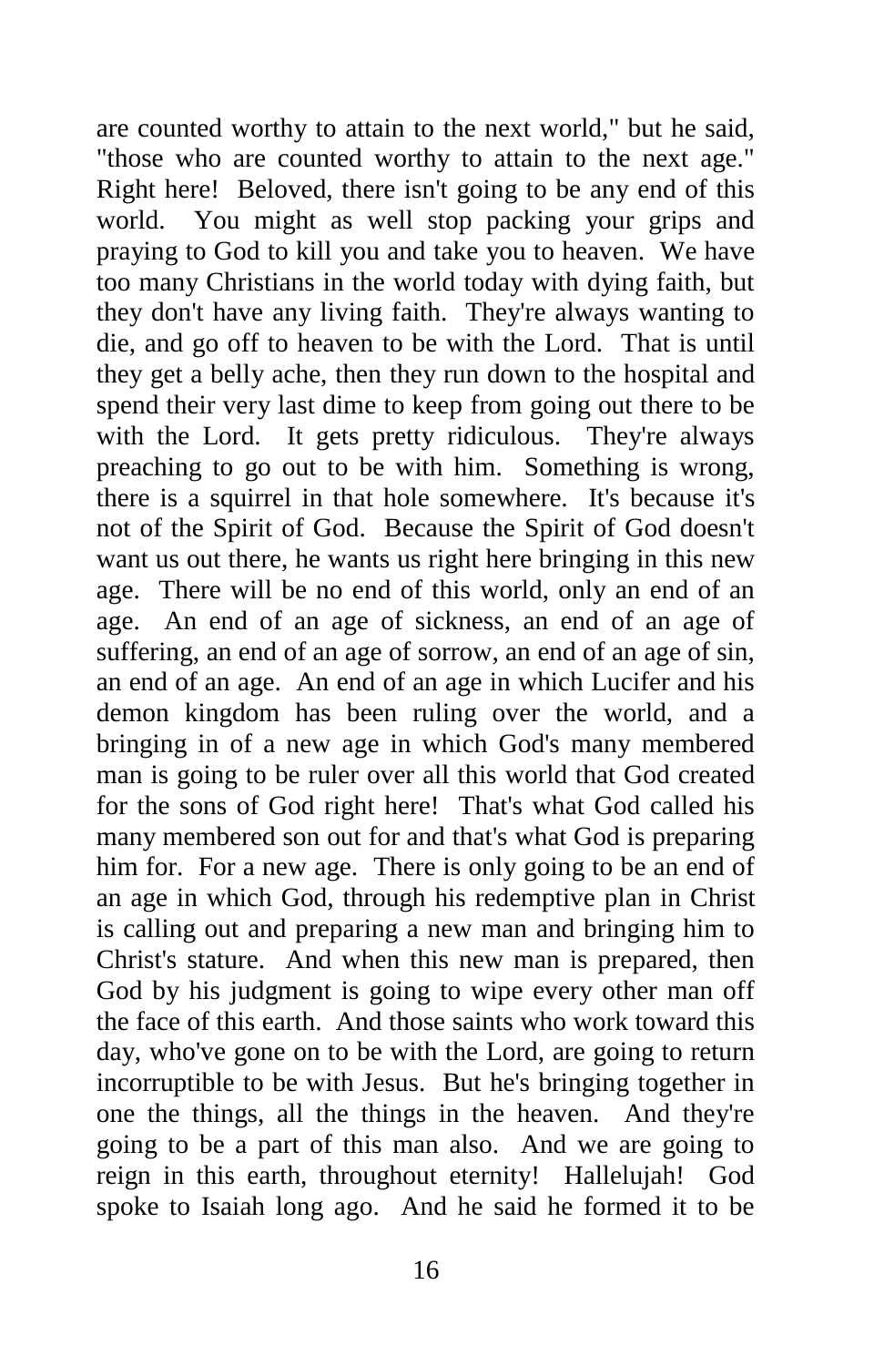are counted worthy to attain to the next world," but he said, "those who are counted worthy to attain to the next age." Right here! Beloved, there isn't going to be any end of this world. You might as well stop packing your grips and praying to God to kill you and take you to heaven. We have too many Christians in the world today with dying faith, but they don't have any living faith. They're always wanting to die, and go off to heaven to be with the Lord. That is until they get a belly ache, then they run down to the hospital and spend their very last dime to keep from going out there to be with the Lord. It gets pretty ridiculous. They're always preaching to go out to be with him. Something is wrong, there is a squirrel in that hole somewhere. It's because it's not of the Spirit of God. Because the Spirit of God doesn't want us out there, he wants us right here bringing in this new age. There will be no end of this world, only an end of an age. An end of an age of sickness, an end of an age of suffering, an end of an age of sorrow, an end of an age of sin, an end of an age. An end of an age in which Lucifer and his demon kingdom has been ruling over the world, and a bringing in of a new age in which God's many membered man is going to be ruler over all this world that God created for the sons of God right here! That's what God called his many membered son out for and that's what God is preparing him for. For a new age. There is only going to be an end of an age in which God, through his redemptive plan in Christ is calling out and preparing a new man and bringing him to Christ's stature. And when this new man is prepared, then God by his judgment is going to wipe every other man off the face of this earth. And those saints who work toward this day, who've gone on to be with the Lord, are going to return incorruptible to be with Jesus. But he's bringing together in one the things, all the things in the heaven. And they're going to be a part of this man also. And we are going to reign in this earth, throughout eternity! Hallelujah! God spoke to Isaiah long ago. And he said he formed it to be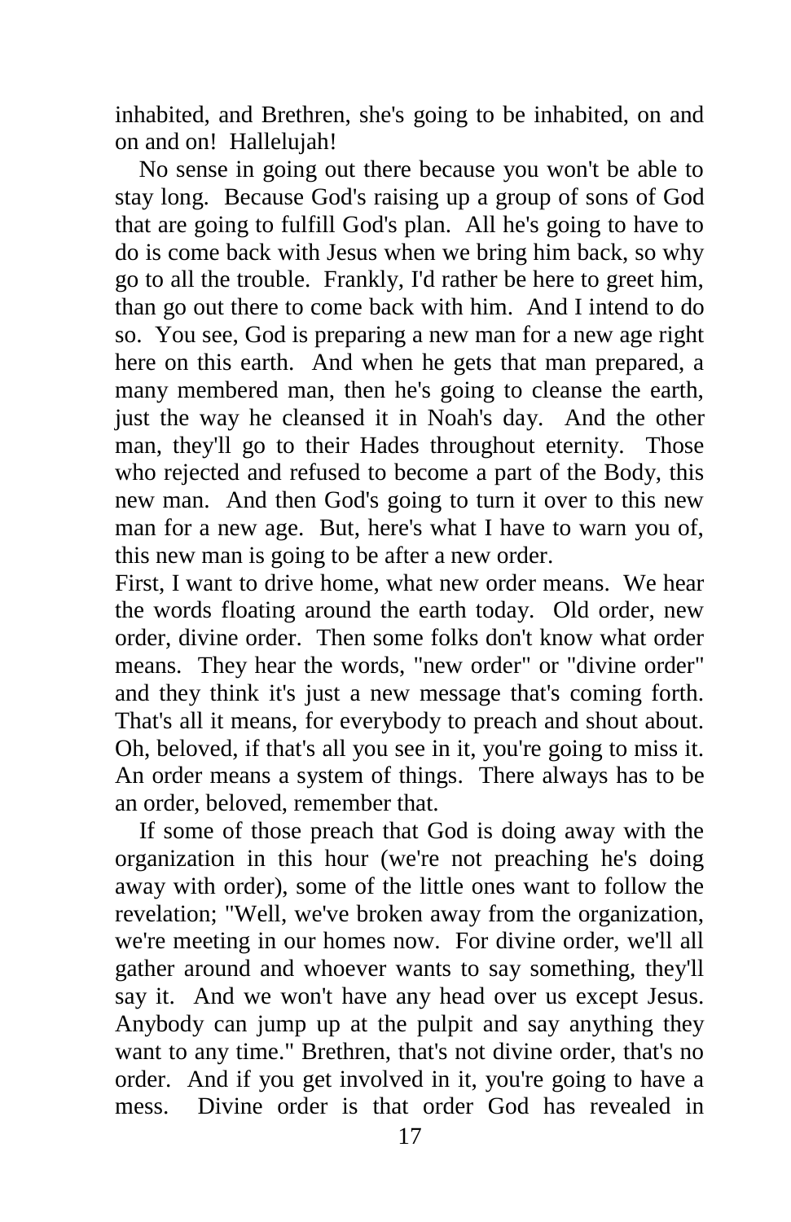inhabited, and Brethren, she's going to be inhabited, on and on and on! Hallelujah!

No sense in going out there because you won't be able to stay long. Because God's raising up a group of sons of God that are going to fulfill God's plan. All he's going to have to do is come back with Jesus when we bring him back, so why go to all the trouble. Frankly, I'd rather be here to greet him, than go out there to come back with him. And I intend to do so. You see, God is preparing a new man for a new age right here on this earth. And when he gets that man prepared, a many membered man, then he's going to cleanse the earth, just the way he cleansed it in Noah's day. And the other man, they'll go to their Hades throughout eternity. Those who rejected and refused to become a part of the Body, this new man. And then God's going to turn it over to this new man for a new age. But, here's what I have to warn you of, this new man is going to be after a new order.

First, I want to drive home, what new order means. We hear the words floating around the earth today. Old order, new order, divine order. Then some folks don't know what order means. They hear the words, "new order" or "divine order" and they think it's just a new message that's coming forth. That's all it means, for everybody to preach and shout about. Oh, beloved, if that's all you see in it, you're going to miss it. An order means a system of things. There always has to be an order, beloved, remember that.

If some of those preach that God is doing away with the organization in this hour (we're not preaching he's doing away with order), some of the little ones want to follow the revelation; "Well, we've broken away from the organization, we're meeting in our homes now. For divine order, we'll all gather around and whoever wants to say something, they'll say it. And we won't have any head over us except Jesus. Anybody can jump up at the pulpit and say anything they want to any time." Brethren, that's not divine order, that's no order. And if you get involved in it, you're going to have a mess. Divine order is that order God has revealed in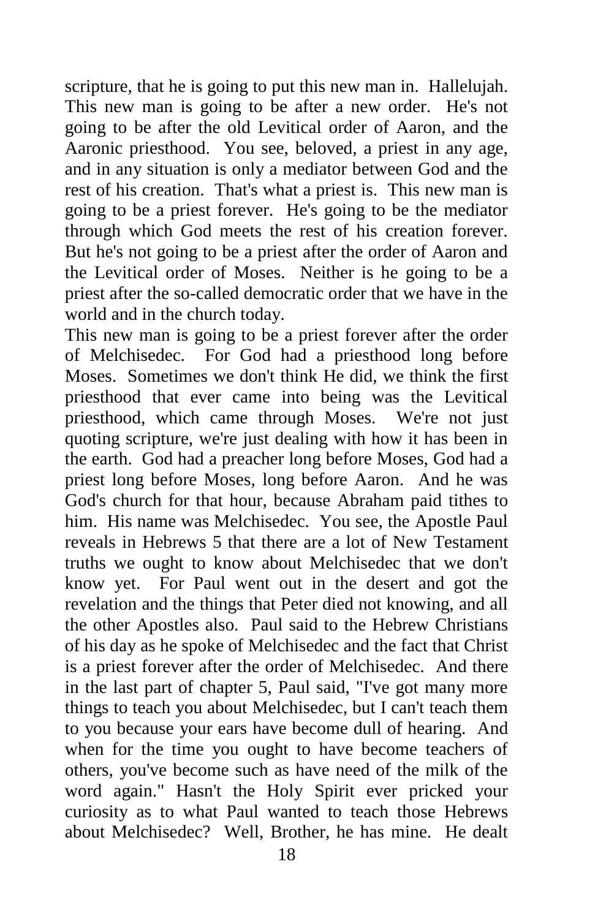scripture, that he is going to put this new man in. Hallelujah. This new man is going to be after a new order. He's not going to be after the old Levitical order of Aaron, and the Aaronic priesthood. You see, beloved, a priest in any age, and in any situation is only a mediator between God and the rest of his creation. That's what a priest is. This new man is going to be a priest forever. He's going to be the mediator through which God meets the rest of his creation forever. But he's not going to be a priest after the order of Aaron and the Levitical order of Moses. Neither is he going to be a priest after the so-called democratic order that we have in the world and in the church today.

This new man is going to be a priest forever after the order of Melchisedec. For God had a priesthood long before Moses. Sometimes we don't think He did, we think the first priesthood that ever came into being was the Levitical priesthood, which came through Moses. We're not just quoting scripture, we're just dealing with how it has been in the earth. God had a preacher long before Moses, God had a priest long before Moses, long before Aaron. And he was God's church for that hour, because Abraham paid tithes to him. His name was Melchisedec. You see, the Apostle Paul reveals in Hebrews 5 that there are a lot of New Testament truths we ought to know about Melchisedec that we don't know yet. For Paul went out in the desert and got the revelation and the things that Peter died not knowing, and all the other Apostles also. Paul said to the Hebrew Christians of his day as he spoke of Melchisedec and the fact that Christ is a priest forever after the order of Melchisedec. And there in the last part of chapter 5, Paul said, "I've got many more things to teach you about Melchisedec, but I can't teach them to you because your ears have become dull of hearing. And when for the time you ought to have become teachers of others, you've become such as have need of the milk of the word again." Hasn't the Holy Spirit ever pricked your curiosity as to what Paul wanted to teach those Hebrews about Melchisedec? Well, Brother, he has mine. He dealt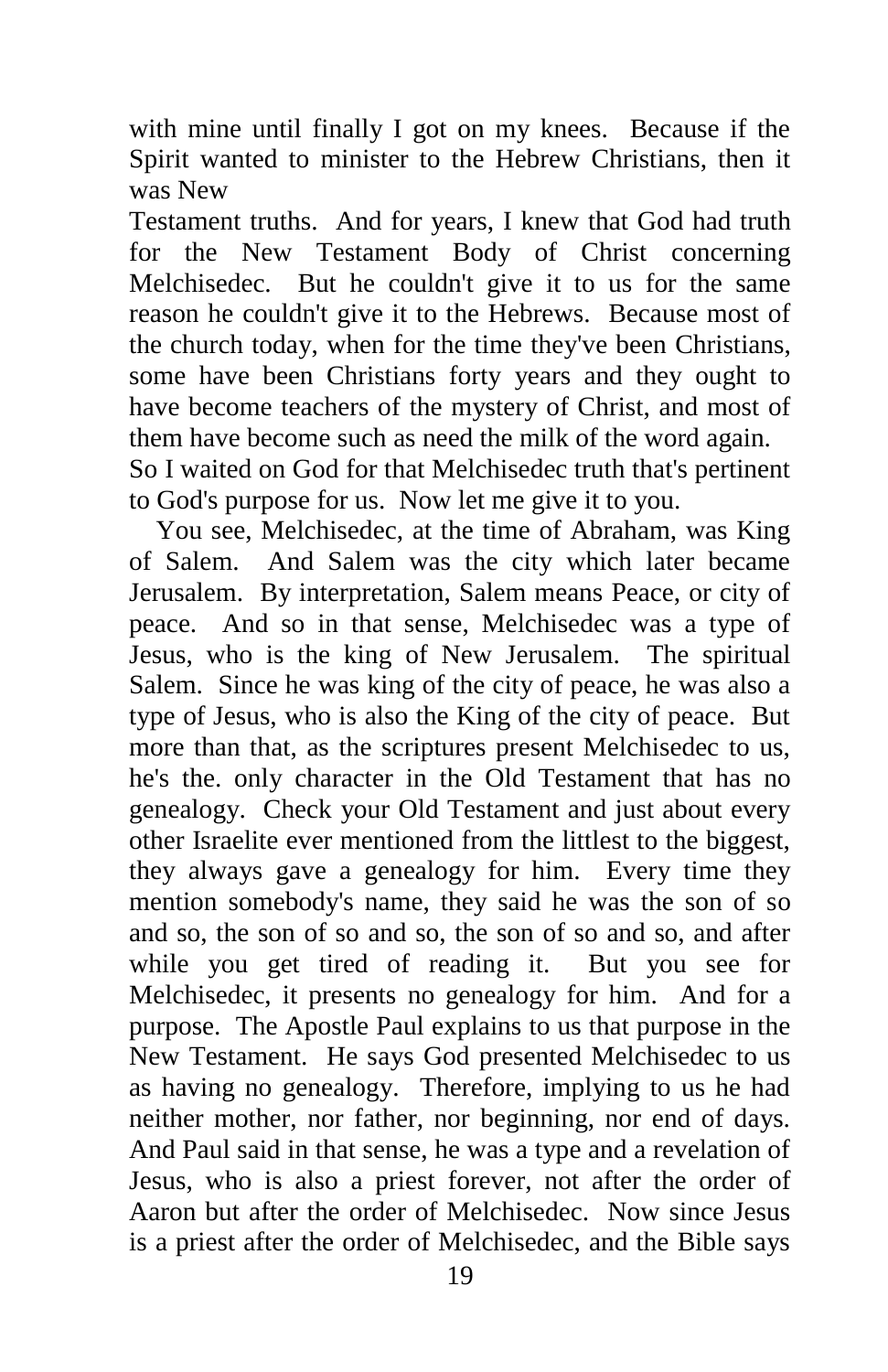with mine until finally I got on my knees. Because if the Spirit wanted to minister to the Hebrew Christians, then it was New

Testament truths. And for years, I knew that God had truth for the New Testament Body of Christ concerning Melchisedec. But he couldn't give it to us for the same reason he couldn't give it to the Hebrews. Because most of the church today, when for the time they've been Christians, some have been Christians forty years and they ought to have become teachers of the mystery of Christ, and most of them have become such as need the milk of the word again. So I waited on God for that Melchisedec truth that's pertinent to God's purpose for us. Now let me give it to you.

You see, Melchisedec, at the time of Abraham, was King of Salem. And Salem was the city which later became Jerusalem. By interpretation, Salem means Peace, or city of peace. And so in that sense, Melchisedec was a type of Jesus, who is the king of New Jerusalem. The spiritual Salem. Since he was king of the city of peace, he was also a type of Jesus, who is also the King of the city of peace. But more than that, as the scriptures present Melchisedec to us, he's the. only character in the Old Testament that has no genealogy. Check your Old Testament and just about every other Israelite ever mentioned from the littlest to the biggest, they always gave a genealogy for him. Every time they mention somebody's name, they said he was the son of so and so, the son of so and so, the son of so and so, and after while you get tired of reading it. But you see for Melchisedec, it presents no genealogy for him. And for a purpose. The Apostle Paul explains to us that purpose in the New Testament. He says God presented Melchisedec to us as having no genealogy. Therefore, implying to us he had neither mother, nor father, nor beginning, nor end of days. And Paul said in that sense, he was a type and a revelation of Jesus, who is also a priest forever, not after the order of Aaron but after the order of Melchisedec. Now since Jesus is a priest after the order of Melchisedec, and the Bible says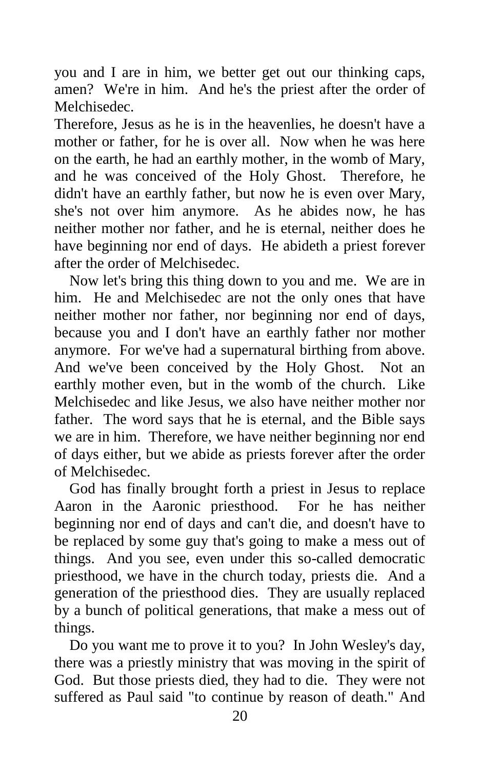you and I are in him, we better get out our thinking caps, amen? We're in him. And he's the priest after the order of Melchisedec.

Therefore, Jesus as he is in the heavenlies, he doesn't have a mother or father, for he is over all. Now when he was here on the earth, he had an earthly mother, in the womb of Mary, and he was conceived of the Holy Ghost. Therefore, he didn't have an earthly father, but now he is even over Mary, she's not over him anymore. As he abides now, he has neither mother nor father, and he is eternal, neither does he have beginning nor end of days. He abideth a priest forever after the order of Melchisedec.

Now let's bring this thing down to you and me. We are in him. He and Melchisedec are not the only ones that have neither mother nor father, nor beginning nor end of days, because you and I don't have an earthly father nor mother anymore. For we've had a supernatural birthing from above. And we've been conceived by the Holy Ghost. Not an earthly mother even, but in the womb of the church. Like Melchisedec and like Jesus, we also have neither mother nor father. The word says that he is eternal, and the Bible says we are in him. Therefore, we have neither beginning nor end of days either, but we abide as priests forever after the order of Melchisedec.

God has finally brought forth a priest in Jesus to replace Aaron in the Aaronic priesthood. For he has neither beginning nor end of days and can't die, and doesn't have to be replaced by some guy that's going to make a mess out of things. And you see, even under this so-called democratic priesthood, we have in the church today, priests die. And a generation of the priesthood dies. They are usually replaced by a bunch of political generations, that make a mess out of things.

Do you want me to prove it to you? In John Wesley's day, there was a priestly ministry that was moving in the spirit of God. But those priests died, they had to die. They were not suffered as Paul said "to continue by reason of death." And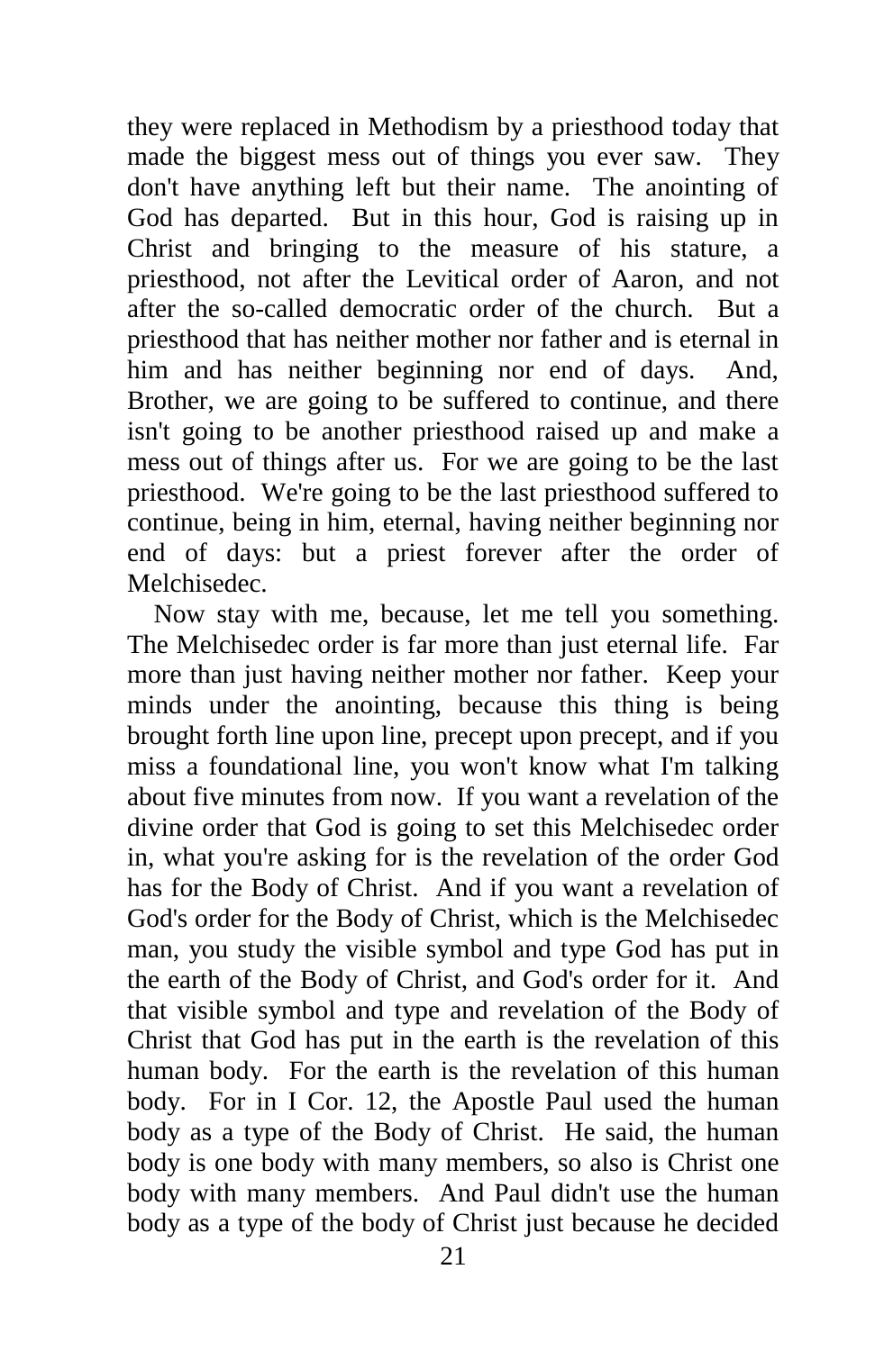they were replaced in Methodism by a priesthood today that made the biggest mess out of things you ever saw. They don't have anything left but their name. The anointing of God has departed. But in this hour, God is raising up in Christ and bringing to the measure of his stature, a priesthood, not after the Levitical order of Aaron, and not after the so-called democratic order of the church. But a priesthood that has neither mother nor father and is eternal in him and has neither beginning nor end of days. And, Brother, we are going to be suffered to continue, and there isn't going to be another priesthood raised up and make a mess out of things after us. For we are going to be the last priesthood. We're going to be the last priesthood suffered to continue, being in him, eternal, having neither beginning nor end of days: but a priest forever after the order of Melchisedec.

Now stay with me, because, let me tell you something. The Melchisedec order is far more than just eternal life. Far more than just having neither mother nor father. Keep your minds under the anointing, because this thing is being brought forth line upon line, precept upon precept, and if you miss a foundational line, you won't know what I'm talking about five minutes from now. If you want a revelation of the divine order that God is going to set this Melchisedec order in, what you're asking for is the revelation of the order God has for the Body of Christ. And if you want a revelation of God's order for the Body of Christ, which is the Melchisedec man, you study the visible symbol and type God has put in the earth of the Body of Christ, and God's order for it. And that visible symbol and type and revelation of the Body of Christ that God has put in the earth is the revelation of this human body. For the earth is the revelation of this human body. For in I Cor. 12, the Apostle Paul used the human body as a type of the Body of Christ. He said, the human body is one body with many members, so also is Christ one body with many members. And Paul didn't use the human body as a type of the body of Christ just because he decided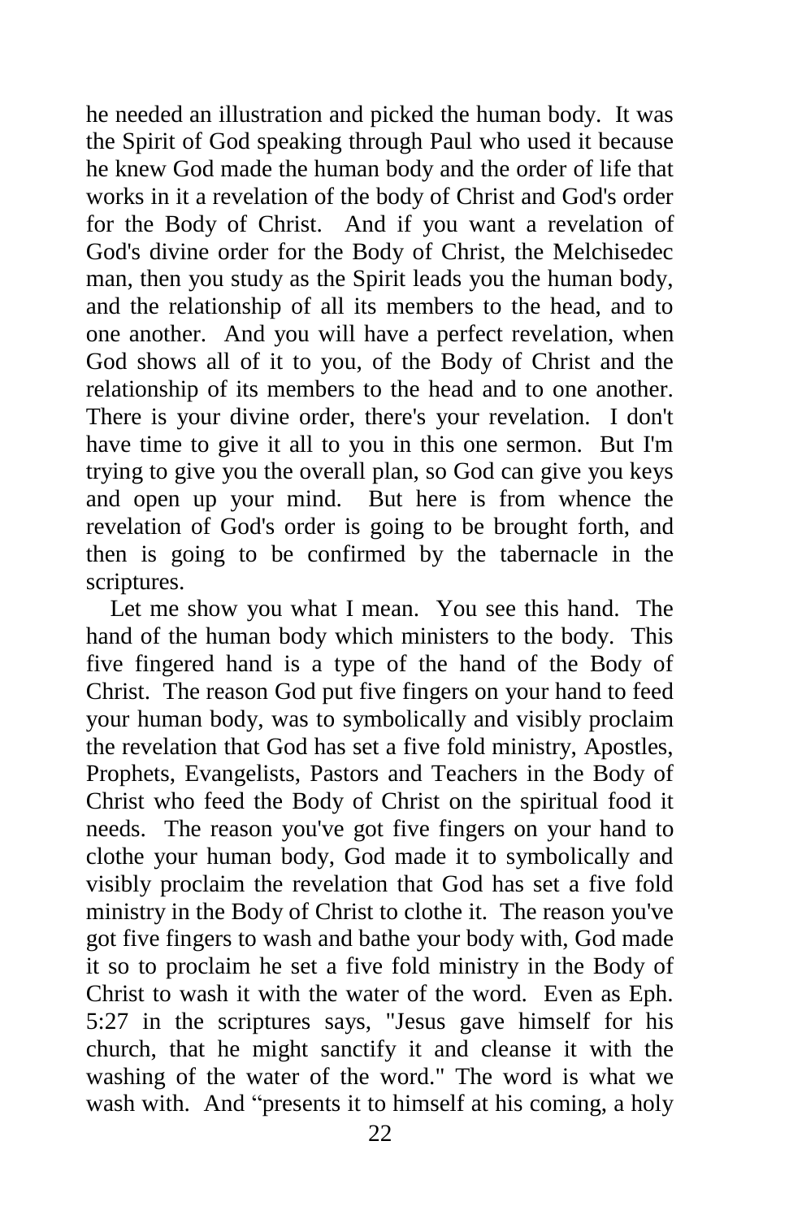he needed an illustration and picked the human body. It was the Spirit of God speaking through Paul who used it because he knew God made the human body and the order of life that works in it a revelation of the body of Christ and God's order for the Body of Christ. And if you want a revelation of God's divine order for the Body of Christ, the Melchisedec man, then you study as the Spirit leads you the human body, and the relationship of all its members to the head, and to one another. And you will have a perfect revelation, when God shows all of it to you, of the Body of Christ and the relationship of its members to the head and to one another. There is your divine order, there's your revelation. I don't have time to give it all to you in this one sermon. But I'm trying to give you the overall plan, so God can give you keys and open up your mind. But here is from whence the revelation of God's order is going to be brought forth, and then is going to be confirmed by the tabernacle in the scriptures.

Let me show you what I mean. You see this hand. The hand of the human body which ministers to the body. This five fingered hand is a type of the hand of the Body of Christ. The reason God put five fingers on your hand to feed your human body, was to symbolically and visibly proclaim the revelation that God has set a five fold ministry, Apostles, Prophets, Evangelists, Pastors and Teachers in the Body of Christ who feed the Body of Christ on the spiritual food it needs. The reason you've got five fingers on your hand to clothe your human body, God made it to symbolically and visibly proclaim the revelation that God has set a five fold ministry in the Body of Christ to clothe it. The reason you've got five fingers to wash and bathe your body with, God made it so to proclaim he set a five fold ministry in the Body of Christ to wash it with the water of the word. Even as Eph. 5:27 in the scriptures says, "Jesus gave himself for his church, that he might sanctify it and cleanse it with the washing of the water of the word." The word is what we wash with. And "presents it to himself at his coming, a holy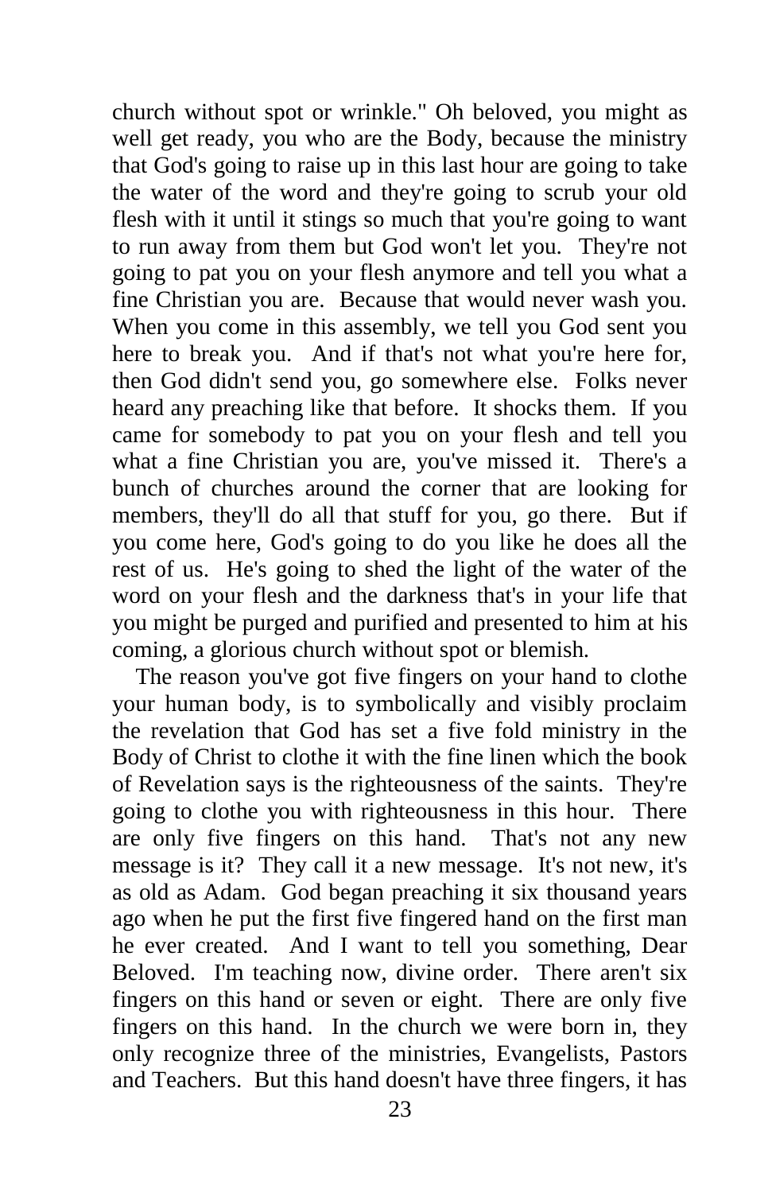church without spot or wrinkle." Oh beloved, you might as well get ready, you who are the Body, because the ministry that God's going to raise up in this last hour are going to take the water of the word and they're going to scrub your old flesh with it until it stings so much that you're going to want to run away from them but God won't let you. They're not going to pat you on your flesh anymore and tell you what a fine Christian you are. Because that would never wash you. When you come in this assembly, we tell you God sent you here to break you. And if that's not what you're here for, then God didn't send you, go somewhere else. Folks never heard any preaching like that before. It shocks them. If you came for somebody to pat you on your flesh and tell you what a fine Christian you are, you've missed it. There's a bunch of churches around the corner that are looking for members, they'll do all that stuff for you, go there. But if you come here, God's going to do you like he does all the rest of us. He's going to shed the light of the water of the word on your flesh and the darkness that's in your life that you might be purged and purified and presented to him at his coming, a glorious church without spot or blemish.

The reason you've got five fingers on your hand to clothe your human body, is to symbolically and visibly proclaim the revelation that God has set a five fold ministry in the Body of Christ to clothe it with the fine linen which the book of Revelation says is the righteousness of the saints. They're going to clothe you with righteousness in this hour. There are only five fingers on this hand. That's not any new message is it? They call it a new message. It's not new, it's as old as Adam. God began preaching it six thousand years ago when he put the first five fingered hand on the first man he ever created. And I want to tell you something, Dear Beloved. I'm teaching now, divine order. There aren't six fingers on this hand or seven or eight. There are only five fingers on this hand. In the church we were born in, they only recognize three of the ministries, Evangelists, Pastors and Teachers. But this hand doesn't have three fingers, it has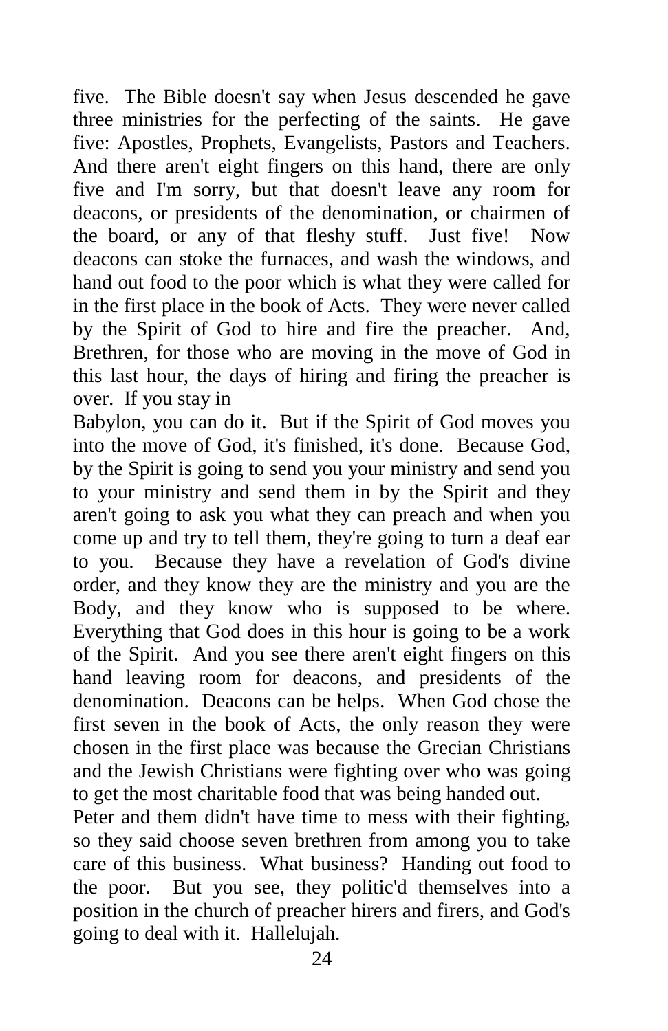five. The Bible doesn't say when Jesus descended he gave three ministries for the perfecting of the saints. He gave five: Apostles, Prophets, Evangelists, Pastors and Teachers. And there aren't eight fingers on this hand, there are only five and I'm sorry, but that doesn't leave any room for deacons, or presidents of the denomination, or chairmen of the board, or any of that fleshy stuff. Just five! Now deacons can stoke the furnaces, and wash the windows, and hand out food to the poor which is what they were called for in the first place in the book of Acts. They were never called by the Spirit of God to hire and fire the preacher. And, Brethren, for those who are moving in the move of God in this last hour, the days of hiring and firing the preacher is over. If you stay in Babylon, you can do it. But if the Spirit of God moves you into the move of God, it's finished, it's done. Because God, by the Spirit is going to send you your ministry and send you to your ministry and send them in by the Spirit and they aren't going to ask you what they can preach and when you come up and try to tell them, they're going to turn a deaf ear to you. Because they have a revelation of God's divine order, and they know they are the ministry and you are the Body, and they know who is supposed to be where. Everything that God does in this hour is going to be a work of the Spirit. And you see there aren't eight fingers on this hand leaving room for deacons, and presidents of the denomination. Deacons can be helps. When God chose the first seven in the book of Acts, the only reason they were chosen in the first place was because the Grecian Christians and the Jewish Christians were fighting over who was going to get the most charitable food that was being handed out.

Peter and them didn't have time to mess with their fighting, so they said choose seven brethren from among you to take care of this business. What business? Handing out food to the poor. But you see, they politic'd themselves into a position in the church of preacher hirers and firers, and God's going to deal with it. Hallelujah.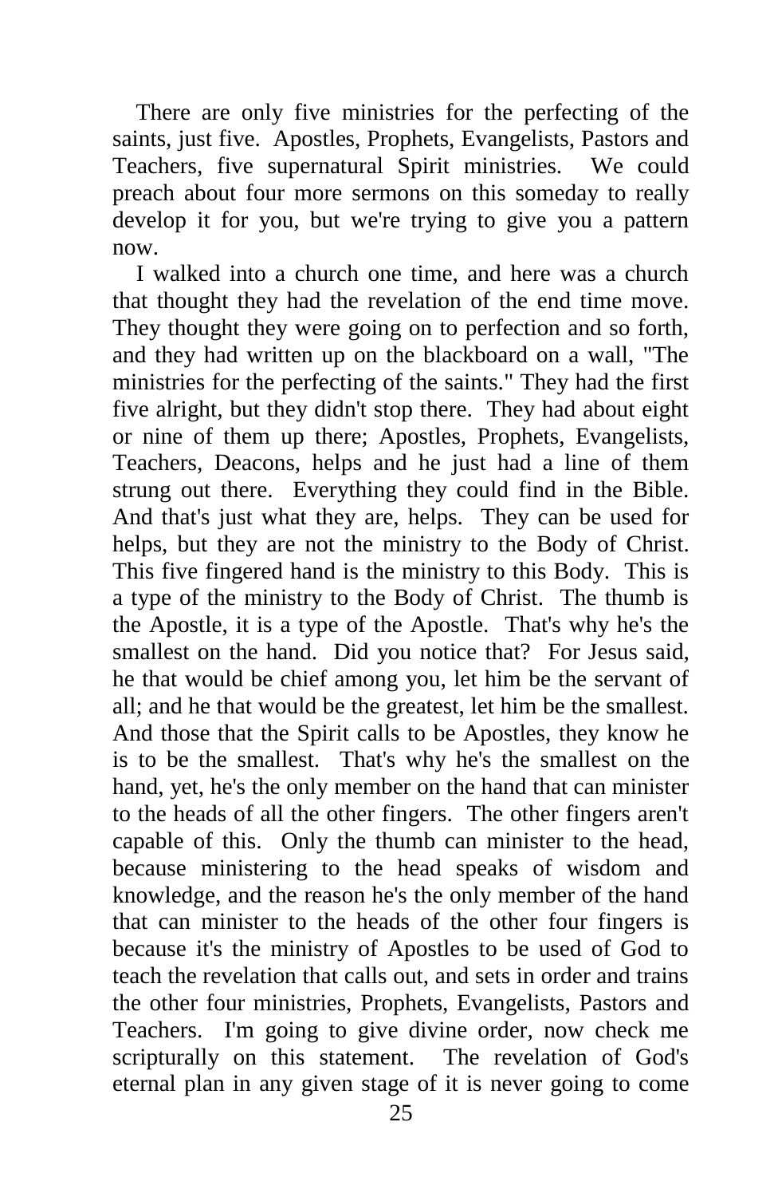There are only five ministries for the perfecting of the saints, just five. Apostles, Prophets, Evangelists, Pastors and Teachers, five supernatural Spirit ministries. We could preach about four more sermons on this someday to really develop it for you, but we're trying to give you a pattern now.

I walked into a church one time, and here was a church that thought they had the revelation of the end time move. They thought they were going on to perfection and so forth, and they had written up on the blackboard on a wall, "The ministries for the perfecting of the saints." They had the first five alright, but they didn't stop there. They had about eight or nine of them up there; Apostles, Prophets, Evangelists, Teachers, Deacons, helps and he just had a line of them strung out there. Everything they could find in the Bible. And that's just what they are, helps. They can be used for helps, but they are not the ministry to the Body of Christ. This five fingered hand is the ministry to this Body. This is a type of the ministry to the Body of Christ. The thumb is the Apostle, it is a type of the Apostle. That's why he's the smallest on the hand. Did you notice that? For Jesus said, he that would be chief among you, let him be the servant of all; and he that would be the greatest, let him be the smallest. And those that the Spirit calls to be Apostles, they know he is to be the smallest. That's why he's the smallest on the hand, yet, he's the only member on the hand that can minister to the heads of all the other fingers. The other fingers aren't capable of this. Only the thumb can minister to the head, because ministering to the head speaks of wisdom and knowledge, and the reason he's the only member of the hand that can minister to the heads of the other four fingers is because it's the ministry of Apostles to be used of God to teach the revelation that calls out, and sets in order and trains the other four ministries, Prophets, Evangelists, Pastors and Teachers. I'm going to give divine order, now check me scripturally on this statement. The revelation of God's eternal plan in any given stage of it is never going to come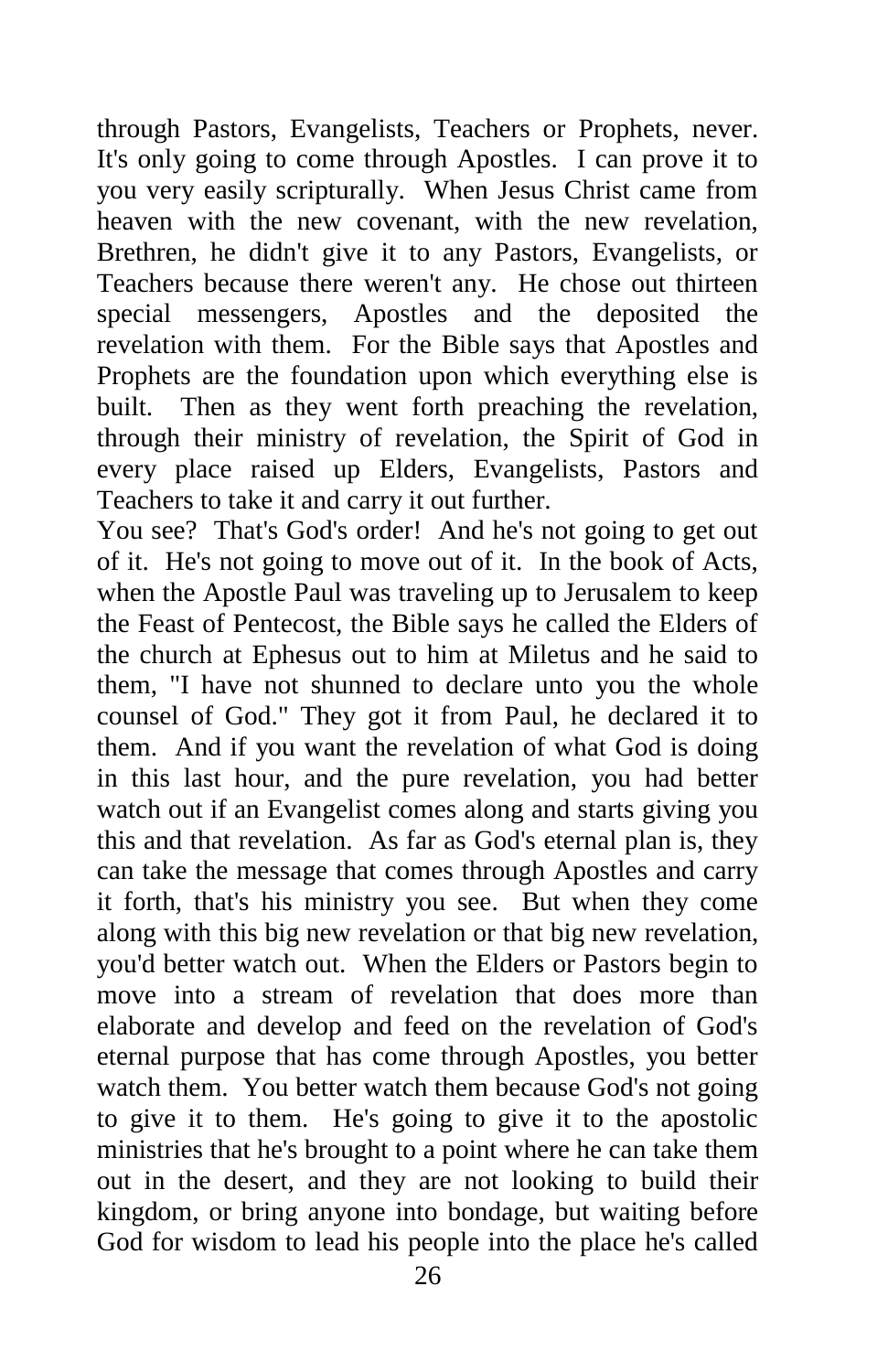through Pastors, Evangelists, Teachers or Prophets, never. It's only going to come through Apostles. I can prove it to you very easily scripturally. When Jesus Christ came from heaven with the new covenant, with the new revelation, Brethren, he didn't give it to any Pastors, Evangelists, or Teachers because there weren't any. He chose out thirteen special messengers, Apostles and the deposited the revelation with them. For the Bible says that Apostles and Prophets are the foundation upon which everything else is built. Then as they went forth preaching the revelation, through their ministry of revelation, the Spirit of God in every place raised up Elders, Evangelists, Pastors and Teachers to take it and carry it out further.

You see? That's God's order! And he's not going to get out of it. He's not going to move out of it. In the book of Acts, when the Apostle Paul was traveling up to Jerusalem to keep the Feast of Pentecost, the Bible says he called the Elders of the church at Ephesus out to him at Miletus and he said to them, "I have not shunned to declare unto you the whole counsel of God." They got it from Paul, he declared it to them. And if you want the revelation of what God is doing in this last hour, and the pure revelation, you had better watch out if an Evangelist comes along and starts giving you this and that revelation. As far as God's eternal plan is, they can take the message that comes through Apostles and carry it forth, that's his ministry you see. But when they come along with this big new revelation or that big new revelation, you'd better watch out. When the Elders or Pastors begin to move into a stream of revelation that does more than elaborate and develop and feed on the revelation of God's eternal purpose that has come through Apostles, you better watch them. You better watch them because God's not going to give it to them. He's going to give it to the apostolic ministries that he's brought to a point where he can take them out in the desert, and they are not looking to build their kingdom, or bring anyone into bondage, but waiting before God for wisdom to lead his people into the place he's called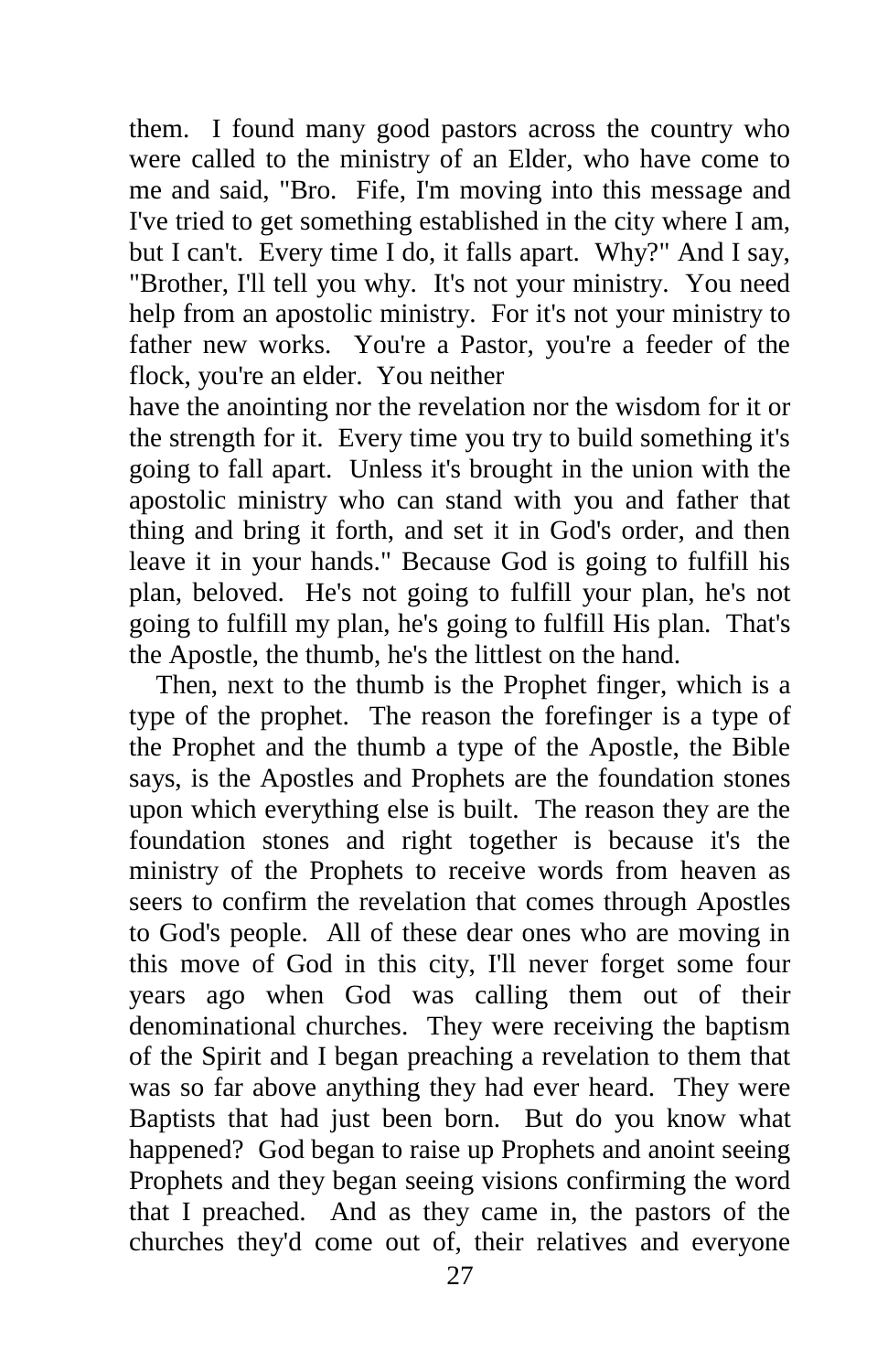them. I found many good pastors across the country who were called to the ministry of an Elder, who have come to me and said, "Bro. Fife, I'm moving into this message and I've tried to get something established in the city where I am, but I can't. Every time I do, it falls apart. Why?" And I say, "Brother, I'll tell you why. It's not your ministry. You need help from an apostolic ministry. For it's not your ministry to father new works. You're a Pastor, you're a feeder of the flock, you're an elder. You neither have the anointing nor the revelation nor the wisdom for it or the strength for it. Every time you try to build something it's going to fall apart. Unless it's brought in the union with the apostolic ministry who can stand with you and father that thing and bring it forth, and set it in God's order, and then leave it in your hands." Because God is going to fulfill his plan, beloved. He's not going to fulfill your plan, he's not going to fulfill my plan, he's going to fulfill His plan. That's the Apostle, the thumb, he's the littlest on the hand.

Then, next to the thumb is the Prophet finger, which is a type of the prophet. The reason the forefinger is a type of the Prophet and the thumb a type of the Apostle, the Bible says, is the Apostles and Prophets are the foundation stones upon which everything else is built. The reason they are the foundation stones and right together is because it's the ministry of the Prophets to receive words from heaven as seers to confirm the revelation that comes through Apostles to God's people. All of these dear ones who are moving in this move of God in this city, I'll never forget some four years ago when God was calling them out of their denominational churches. They were receiving the baptism of the Spirit and I began preaching a revelation to them that was so far above anything they had ever heard. They were Baptists that had just been born. But do you know what happened? God began to raise up Prophets and anoint seeing Prophets and they began seeing visions confirming the word that I preached. And as they came in, the pastors of the churches they'd come out of, their relatives and everyone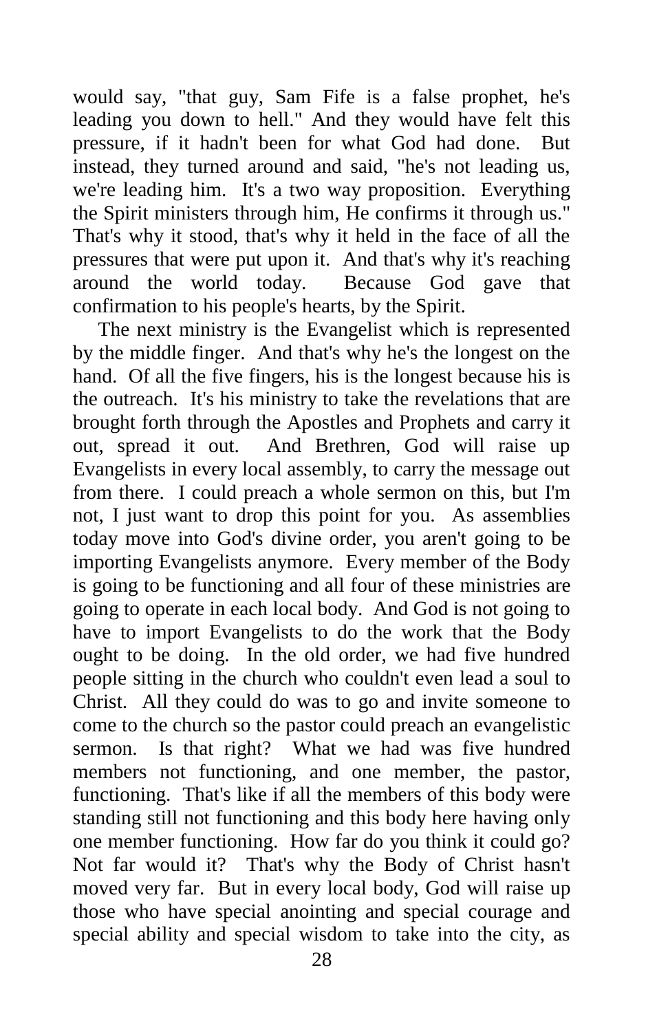would say, "that guy, Sam Fife is a false prophet, he's leading you down to hell." And they would have felt this pressure, if it hadn't been for what God had done. But instead, they turned around and said, "he's not leading us, we're leading him. It's a two way proposition. Everything the Spirit ministers through him, He confirms it through us." That's why it stood, that's why it held in the face of all the pressures that were put upon it. And that's why it's reaching around the world today. Because God gave that confirmation to his people's hearts, by the Spirit.

The next ministry is the Evangelist which is represented by the middle finger. And that's why he's the longest on the hand. Of all the five fingers, his is the longest because his is the outreach. It's his ministry to take the revelations that are brought forth through the Apostles and Prophets and carry it out, spread it out. And Brethren, God will raise up Evangelists in every local assembly, to carry the message out from there. I could preach a whole sermon on this, but I'm not, I just want to drop this point for you. As assemblies today move into God's divine order, you aren't going to be importing Evangelists anymore. Every member of the Body is going to be functioning and all four of these ministries are going to operate in each local body. And God is not going to have to import Evangelists to do the work that the Body ought to be doing. In the old order, we had five hundred people sitting in the church who couldn't even lead a soul to Christ. All they could do was to go and invite someone to come to the church so the pastor could preach an evangelistic sermon. Is that right? What we had was five hundred members not functioning, and one member, the pastor, functioning. That's like if all the members of this body were standing still not functioning and this body here having only one member functioning. How far do you think it could go? Not far would it? That's why the Body of Christ hasn't moved very far. But in every local body, God will raise up those who have special anointing and special courage and special ability and special wisdom to take into the city, as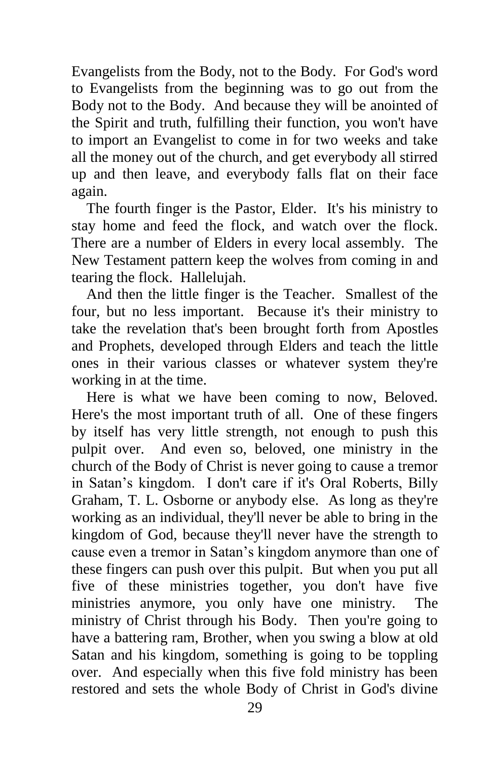Evangelists from the Body, not to the Body. For God's word to Evangelists from the beginning was to go out from the Body not to the Body. And because they will be anointed of the Spirit and truth, fulfilling their function, you won't have to import an Evangelist to come in for two weeks and take all the money out of the church, and get everybody all stirred up and then leave, and everybody falls flat on their face again.

The fourth finger is the Pastor, Elder. It's his ministry to stay home and feed the flock, and watch over the flock. There are a number of Elders in every local assembly. The New Testament pattern keep the wolves from coming in and tearing the flock. Hallelujah.

And then the little finger is the Teacher. Smallest of the four, but no less important. Because it's their ministry to take the revelation that's been brought forth from Apostles and Prophets, developed through Elders and teach the little ones in their various classes or whatever system they're working in at the time.

Here is what we have been coming to now, Beloved. Here's the most important truth of all. One of these fingers by itself has very little strength, not enough to push this pulpit over. And even so, beloved, one ministry in the church of the Body of Christ is never going to cause a tremor in Satan's kingdom. I don't care if it's Oral Roberts, Billy Graham, T. L. Osborne or anybody else. As long as they're working as an individual, they'll never be able to bring in the kingdom of God, because they'll never have the strength to cause even a tremor in Satan's kingdom anymore than one of these fingers can push over this pulpit. But when you put all five of these ministries together, you don't have five ministries anymore, you only have one ministry. The ministry of Christ through his Body. Then you're going to have a battering ram, Brother, when you swing a blow at old Satan and his kingdom, something is going to be toppling over. And especially when this five fold ministry has been restored and sets the whole Body of Christ in God's divine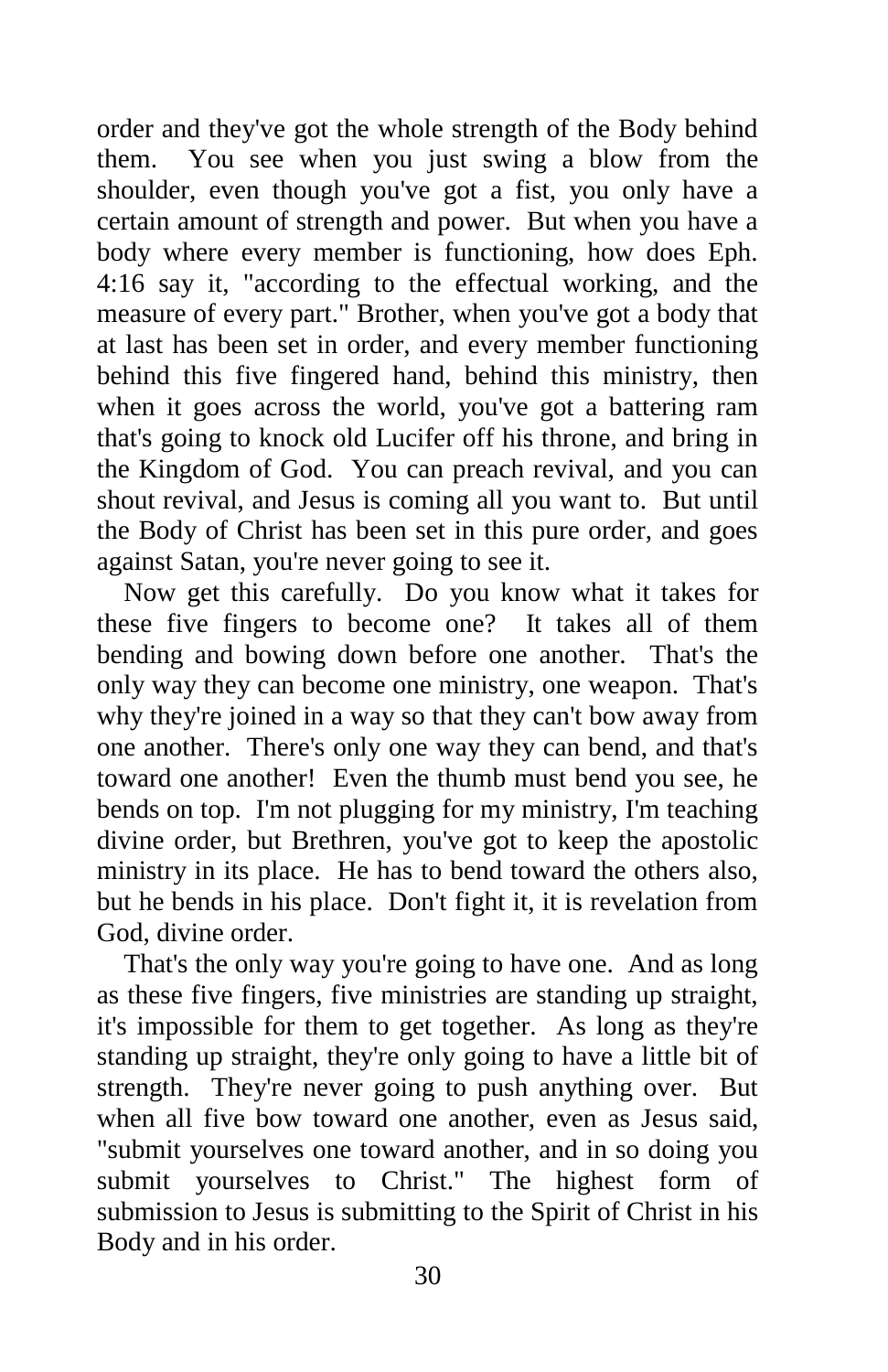order and they've got the whole strength of the Body behind them. You see when you just swing a blow from the shoulder, even though you've got a fist, you only have a certain amount of strength and power. But when you have a body where every member is functioning, how does Eph. 4:16 say it, "according to the effectual working, and the measure of every part." Brother, when you've got a body that at last has been set in order, and every member functioning behind this five fingered hand, behind this ministry, then when it goes across the world, you've got a battering ram that's going to knock old Lucifer off his throne, and bring in the Kingdom of God. You can preach revival, and you can shout revival, and Jesus is coming all you want to. But until the Body of Christ has been set in this pure order, and goes against Satan, you're never going to see it.

Now get this carefully. Do you know what it takes for these five fingers to become one? It takes all of them bending and bowing down before one another. That's the only way they can become one ministry, one weapon. That's why they're joined in a way so that they can't bow away from one another. There's only one way they can bend, and that's toward one another! Even the thumb must bend you see, he bends on top. I'm not plugging for my ministry, I'm teaching divine order, but Brethren, you've got to keep the apostolic ministry in its place. He has to bend toward the others also, but he bends in his place. Don't fight it, it is revelation from God, divine order.

That's the only way you're going to have one. And as long as these five fingers, five ministries are standing up straight, it's impossible for them to get together. As long as they're standing up straight, they're only going to have a little bit of strength. They're never going to push anything over. But when all five bow toward one another, even as Jesus said, "submit yourselves one toward another, and in so doing you submit yourselves to Christ." The highest form of submission to Jesus is submitting to the Spirit of Christ in his Body and in his order.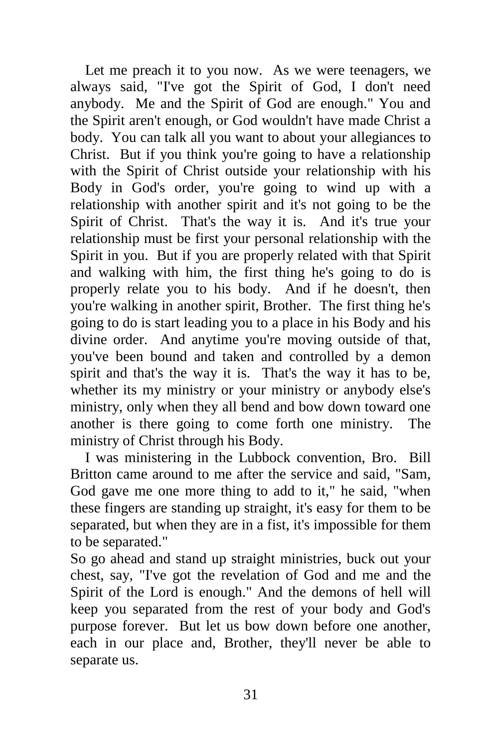Let me preach it to you now. As we were teenagers, we always said, "I've got the Spirit of God, I don't need anybody. Me and the Spirit of God are enough." You and the Spirit aren't enough, or God wouldn't have made Christ a body. You can talk all you want to about your allegiances to Christ. But if you think you're going to have a relationship with the Spirit of Christ outside your relationship with his Body in God's order, you're going to wind up with a relationship with another spirit and it's not going to be the Spirit of Christ. That's the way it is. And it's true your relationship must be first your personal relationship with the Spirit in you. But if you are properly related with that Spirit and walking with him, the first thing he's going to do is properly relate you to his body. And if he doesn't, then you're walking in another spirit, Brother. The first thing he's going to do is start leading you to a place in his Body and his divine order. And anytime you're moving outside of that, you've been bound and taken and controlled by a demon spirit and that's the way it is. That's the way it has to be, whether its my ministry or your ministry or anybody else's ministry, only when they all bend and bow down toward one another is there going to come forth one ministry. The ministry of Christ through his Body.

I was ministering in the Lubbock convention, Bro. Bill Britton came around to me after the service and said, "Sam, God gave me one more thing to add to it," he said, "when these fingers are standing up straight, it's easy for them to be separated, but when they are in a fist, it's impossible for them to be separated."

So go ahead and stand up straight ministries, buck out your chest, say, "I've got the revelation of God and me and the Spirit of the Lord is enough." And the demons of hell will keep you separated from the rest of your body and God's purpose forever. But let us bow down before one another, each in our place and, Brother, they'll never be able to separate us.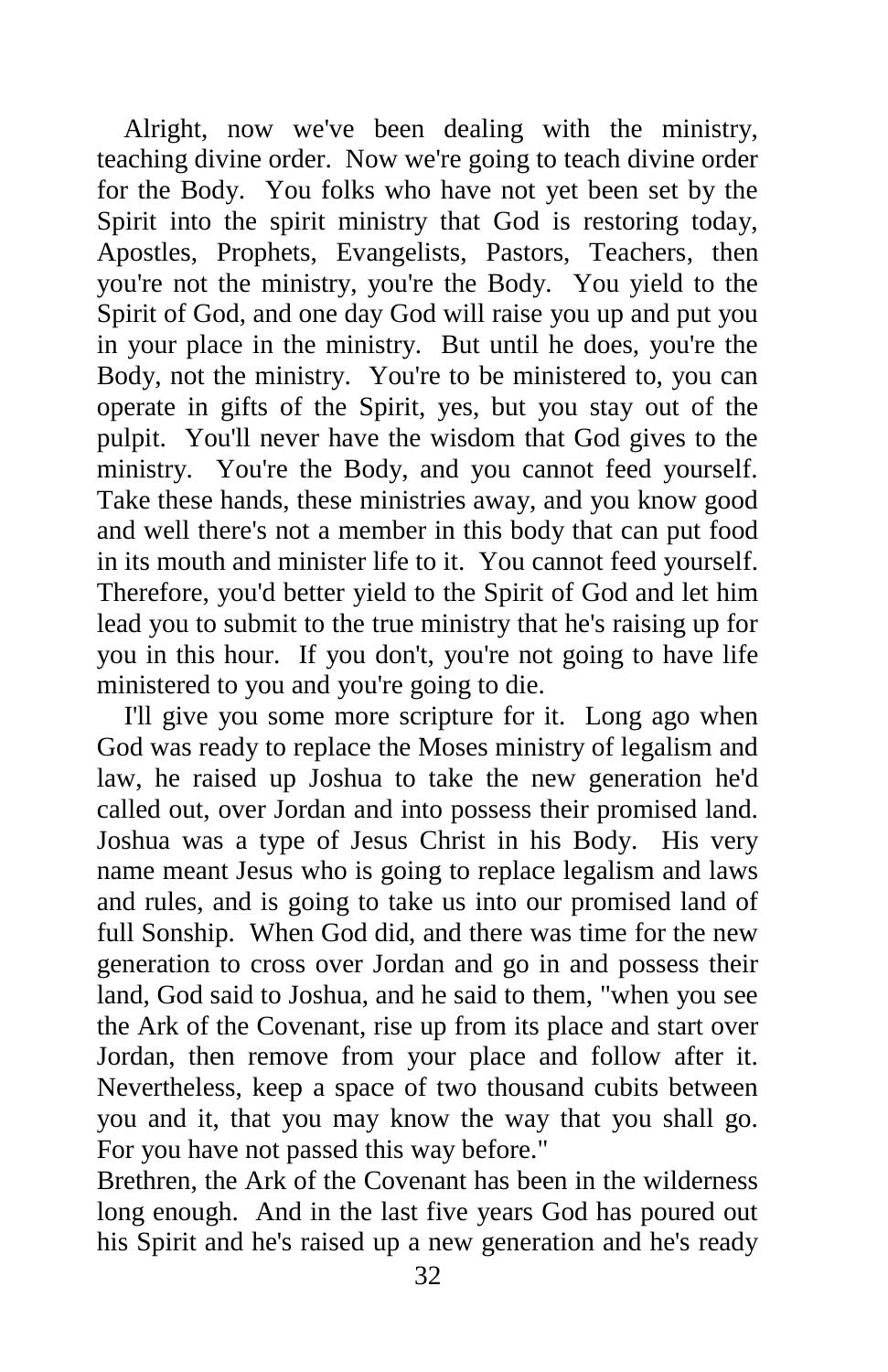Alright, now we've been dealing with the ministry, teaching divine order. Now we're going to teach divine order for the Body. You folks who have not yet been set by the Spirit into the spirit ministry that God is restoring today, Apostles, Prophets, Evangelists, Pastors, Teachers, then you're not the ministry, you're the Body. You yield to the Spirit of God, and one day God will raise you up and put you in your place in the ministry. But until he does, you're the Body, not the ministry. You're to be ministered to, you can operate in gifts of the Spirit, yes, but you stay out of the pulpit. You'll never have the wisdom that God gives to the ministry. You're the Body, and you cannot feed yourself. Take these hands, these ministries away, and you know good and well there's not a member in this body that can put food in its mouth and minister life to it. You cannot feed yourself. Therefore, you'd better yield to the Spirit of God and let him lead you to submit to the true ministry that he's raising up for you in this hour. If you don't, you're not going to have life ministered to you and you're going to die.

I'll give you some more scripture for it. Long ago when God was ready to replace the Moses ministry of legalism and law, he raised up Joshua to take the new generation he'd called out, over Jordan and into possess their promised land. Joshua was a type of Jesus Christ in his Body. His very name meant Jesus who is going to replace legalism and laws and rules, and is going to take us into our promised land of full Sonship. When God did, and there was time for the new generation to cross over Jordan and go in and possess their land, God said to Joshua, and he said to them, "when you see the Ark of the Covenant, rise up from its place and start over Jordan, then remove from your place and follow after it. Nevertheless, keep a space of two thousand cubits between you and it, that you may know the way that you shall go. For you have not passed this way before."

Brethren, the Ark of the Covenant has been in the wilderness long enough. And in the last five years God has poured out his Spirit and he's raised up a new generation and he's ready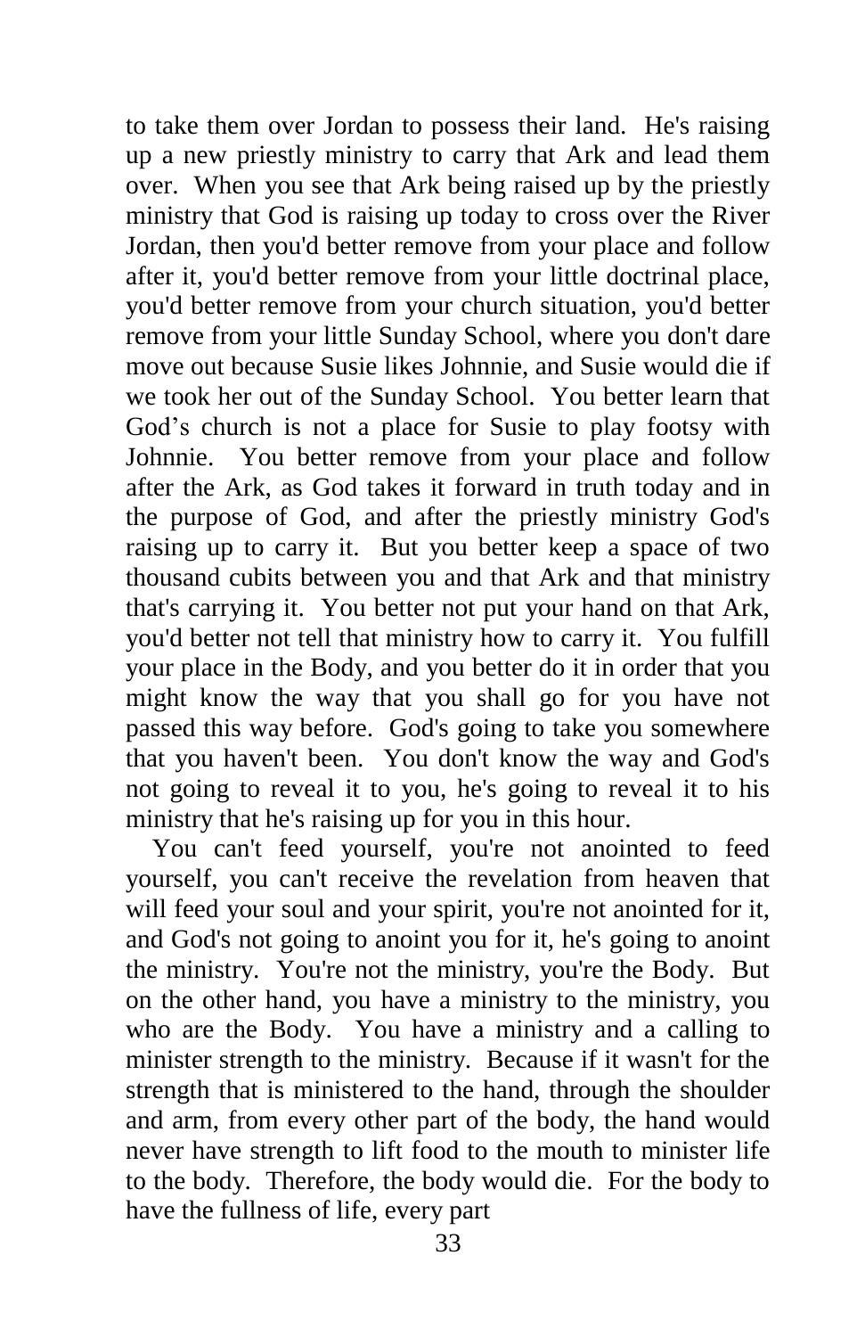to take them over Jordan to possess their land. He's raising up a new priestly ministry to carry that Ark and lead them over. When you see that Ark being raised up by the priestly ministry that God is raising up today to cross over the River Jordan, then you'd better remove from your place and follow after it, you'd better remove from your little doctrinal place, you'd better remove from your church situation, you'd better remove from your little Sunday School, where you don't dare move out because Susie likes Johnnie, and Susie would die if we took her out of the Sunday School. You better learn that God's church is not a place for Susie to play footsy with Johnnie. You better remove from your place and follow after the Ark, as God takes it forward in truth today and in the purpose of God, and after the priestly ministry God's raising up to carry it. But you better keep a space of two thousand cubits between you and that Ark and that ministry that's carrying it. You better not put your hand on that Ark, you'd better not tell that ministry how to carry it. You fulfill your place in the Body, and you better do it in order that you might know the way that you shall go for you have not passed this way before. God's going to take you somewhere that you haven't been. You don't know the way and God's not going to reveal it to you, he's going to reveal it to his ministry that he's raising up for you in this hour.

You can't feed yourself, you're not anointed to feed yourself, you can't receive the revelation from heaven that will feed your soul and your spirit, you're not anointed for it, and God's not going to anoint you for it, he's going to anoint the ministry. You're not the ministry, you're the Body. But on the other hand, you have a ministry to the ministry, you who are the Body. You have a ministry and a calling to minister strength to the ministry. Because if it wasn't for the strength that is ministered to the hand, through the shoulder and arm, from every other part of the body, the hand would never have strength to lift food to the mouth to minister life to the body. Therefore, the body would die. For the body to have the fullness of life, every part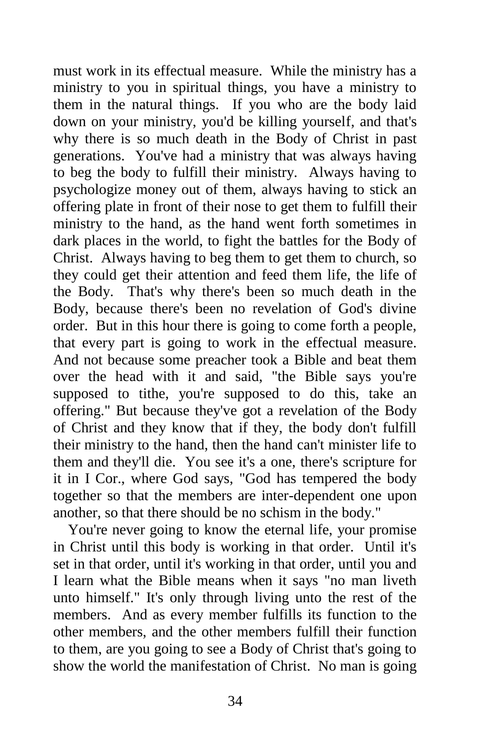must work in its effectual measure. While the ministry has a ministry to you in spiritual things, you have a ministry to them in the natural things. If you who are the body laid down on your ministry, you'd be killing yourself, and that's why there is so much death in the Body of Christ in past generations. You've had a ministry that was always having to beg the body to fulfill their ministry. Always having to psychologize money out of them, always having to stick an offering plate in front of their nose to get them to fulfill their ministry to the hand, as the hand went forth sometimes in dark places in the world, to fight the battles for the Body of Christ. Always having to beg them to get them to church, so they could get their attention and feed them life, the life of the Body. That's why there's been so much death in the Body, because there's been no revelation of God's divine order. But in this hour there is going to come forth a people, that every part is going to work in the effectual measure. And not because some preacher took a Bible and beat them over the head with it and said, "the Bible says you're supposed to tithe, you're supposed to do this, take an offering." But because they've got a revelation of the Body of Christ and they know that if they, the body don't fulfill their ministry to the hand, then the hand can't minister life to them and they'll die. You see it's a one, there's scripture for it in I Cor., where God says, "God has tempered the body together so that the members are inter-dependent one upon another, so that there should be no schism in the body."

You're never going to know the eternal life, your promise in Christ until this body is working in that order. Until it's set in that order, until it's working in that order, until you and I learn what the Bible means when it says "no man liveth unto himself." It's only through living unto the rest of the members. And as every member fulfills its function to the other members, and the other members fulfill their function to them, are you going to see a Body of Christ that's going to show the world the manifestation of Christ. No man is going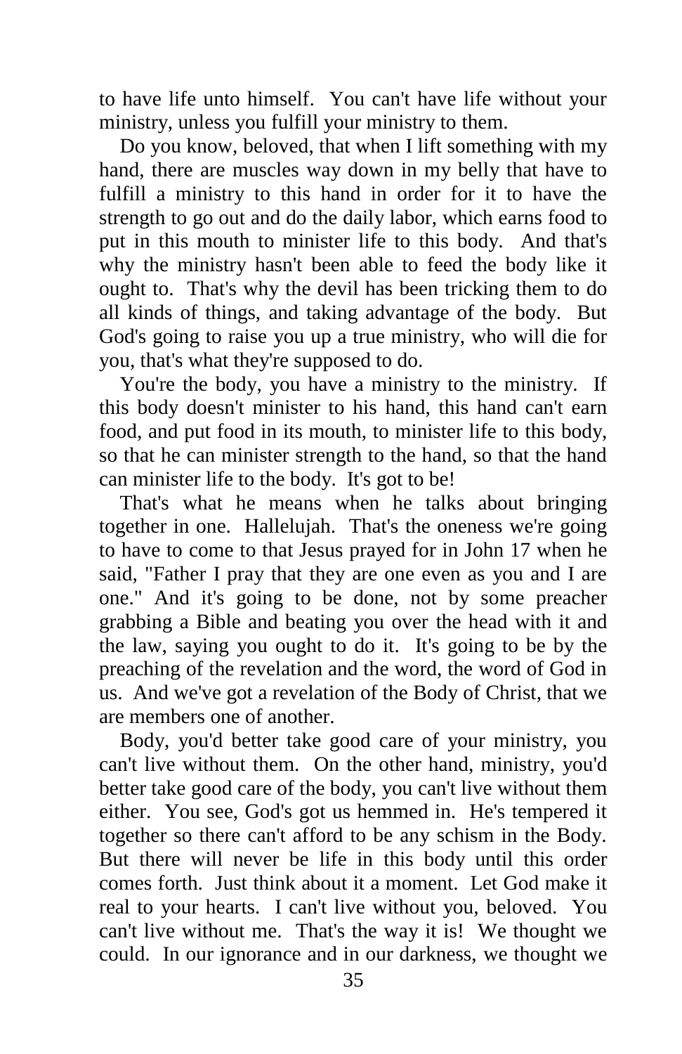to have life unto himself. You can't have life without your ministry, unless you fulfill your ministry to them.

Do you know, beloved, that when I lift something with my hand, there are muscles way down in my belly that have to fulfill a ministry to this hand in order for it to have the strength to go out and do the daily labor, which earns food to put in this mouth to minister life to this body. And that's why the ministry hasn't been able to feed the body like it ought to. That's why the devil has been tricking them to do all kinds of things, and taking advantage of the body. But God's going to raise you up a true ministry, who will die for you, that's what they're supposed to do.

You're the body, you have a ministry to the ministry. If this body doesn't minister to his hand, this hand can't earn food, and put food in its mouth, to minister life to this body, so that he can minister strength to the hand, so that the hand can minister life to the body. It's got to be!

That's what he means when he talks about bringing together in one. Hallelujah. That's the oneness we're going to have to come to that Jesus prayed for in John 17 when he said, "Father I pray that they are one even as you and I are one." And it's going to be done, not by some preacher grabbing a Bible and beating you over the head with it and the law, saying you ought to do it. It's going to be by the preaching of the revelation and the word, the word of God in us. And we've got a revelation of the Body of Christ, that we are members one of another.

Body, you'd better take good care of your ministry, you can't live without them. On the other hand, ministry, you'd better take good care of the body, you can't live without them either. You see, God's got us hemmed in. He's tempered it together so there can't afford to be any schism in the Body. But there will never be life in this body until this order comes forth. Just think about it a moment. Let God make it real to your hearts. I can't live without you, beloved. You can't live without me. That's the way it is! We thought we could. In our ignorance and in our darkness, we thought we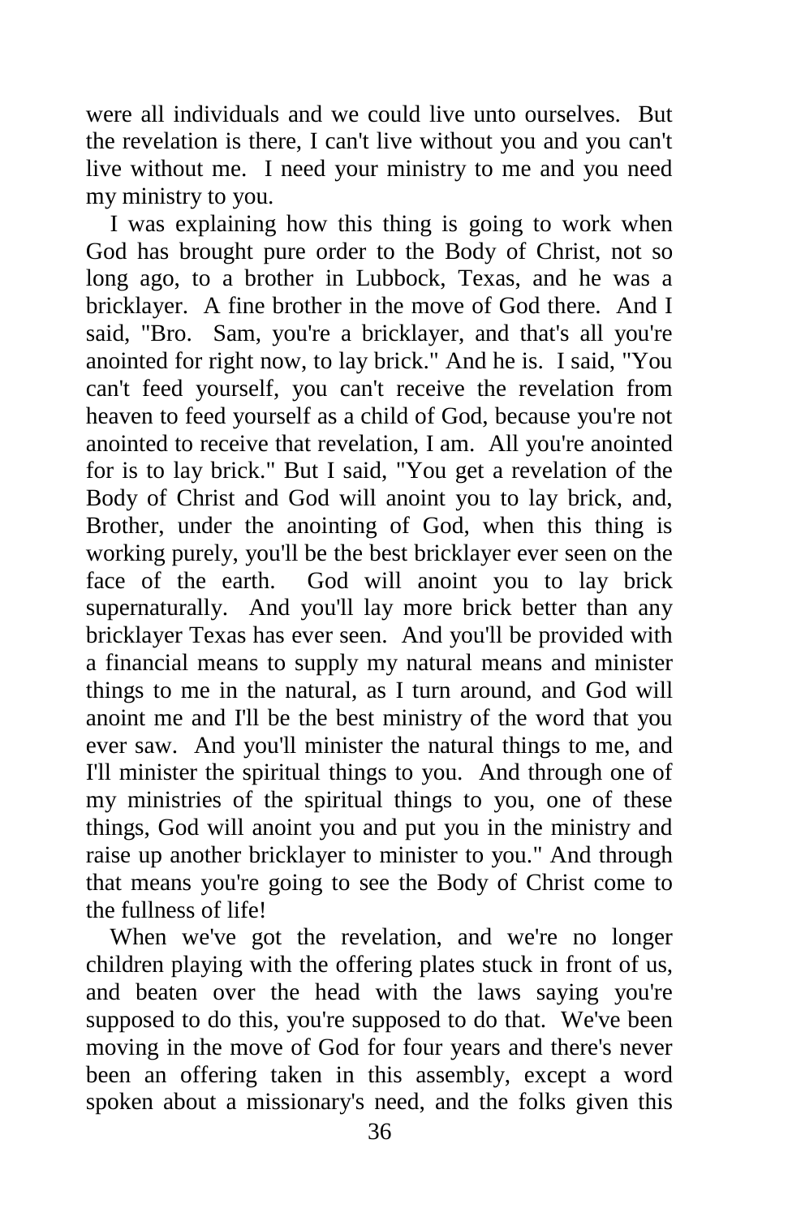were all individuals and we could live unto ourselves. But the revelation is there, I can't live without you and you can't live without me. I need your ministry to me and you need my ministry to you.

I was explaining how this thing is going to work when God has brought pure order to the Body of Christ, not so long ago, to a brother in Lubbock, Texas, and he was a bricklayer. A fine brother in the move of God there. And I said, "Bro. Sam, you're a bricklayer, and that's all you're anointed for right now, to lay brick." And he is. I said, "You can't feed yourself, you can't receive the revelation from heaven to feed yourself as a child of God, because you're not anointed to receive that revelation, I am. All you're anointed for is to lay brick." But I said, "You get a revelation of the Body of Christ and God will anoint you to lay brick, and, Brother, under the anointing of God, when this thing is working purely, you'll be the best bricklayer ever seen on the face of the earth. God will anoint you to lay brick supernaturally. And you'll lay more brick better than any bricklayer Texas has ever seen. And you'll be provided with a financial means to supply my natural means and minister things to me in the natural, as I turn around, and God will anoint me and I'll be the best ministry of the word that you ever saw. And you'll minister the natural things to me, and I'll minister the spiritual things to you. And through one of my ministries of the spiritual things to you, one of these things, God will anoint you and put you in the ministry and raise up another bricklayer to minister to you." And through that means you're going to see the Body of Christ come to the fullness of life!

When we've got the revelation, and we're no longer children playing with the offering plates stuck in front of us, and beaten over the head with the laws saying you're supposed to do this, you're supposed to do that. We've been moving in the move of God for four years and there's never been an offering taken in this assembly, except a word spoken about a missionary's need, and the folks given this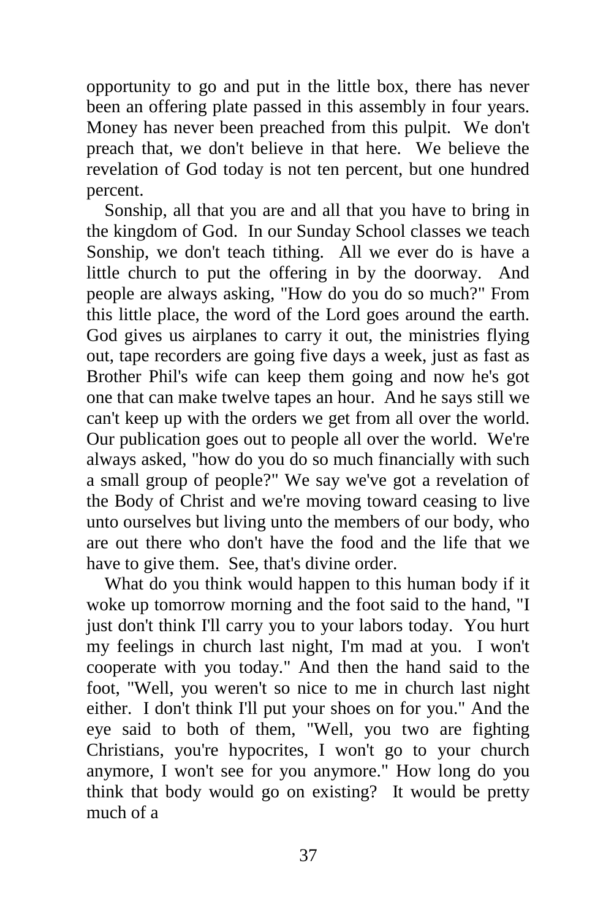opportunity to go and put in the little box, there has never been an offering plate passed in this assembly in four years. Money has never been preached from this pulpit. We don't preach that, we don't believe in that here. We believe the revelation of God today is not ten percent, but one hundred percent.

Sonship, all that you are and all that you have to bring in the kingdom of God. In our Sunday School classes we teach Sonship, we don't teach tithing. All we ever do is have a little church to put the offering in by the doorway. And people are always asking, "How do you do so much?" From this little place, the word of the Lord goes around the earth. God gives us airplanes to carry it out, the ministries flying out, tape recorders are going five days a week, just as fast as Brother Phil's wife can keep them going and now he's got one that can make twelve tapes an hour. And he says still we can't keep up with the orders we get from all over the world. Our publication goes out to people all over the world. We're always asked, "how do you do so much financially with such a small group of people?" We say we've got a revelation of the Body of Christ and we're moving toward ceasing to live unto ourselves but living unto the members of our body, who are out there who don't have the food and the life that we have to give them. See, that's divine order.

What do you think would happen to this human body if it woke up tomorrow morning and the foot said to the hand, "I just don't think I'll carry you to your labors today. You hurt my feelings in church last night, I'm mad at you. I won't cooperate with you today." And then the hand said to the foot, "Well, you weren't so nice to me in church last night either. I don't think I'll put your shoes on for you." And the eye said to both of them, "Well, you two are fighting Christians, you're hypocrites, I won't go to your church anymore, I won't see for you anymore." How long do you think that body would go on existing? It would be pretty much of a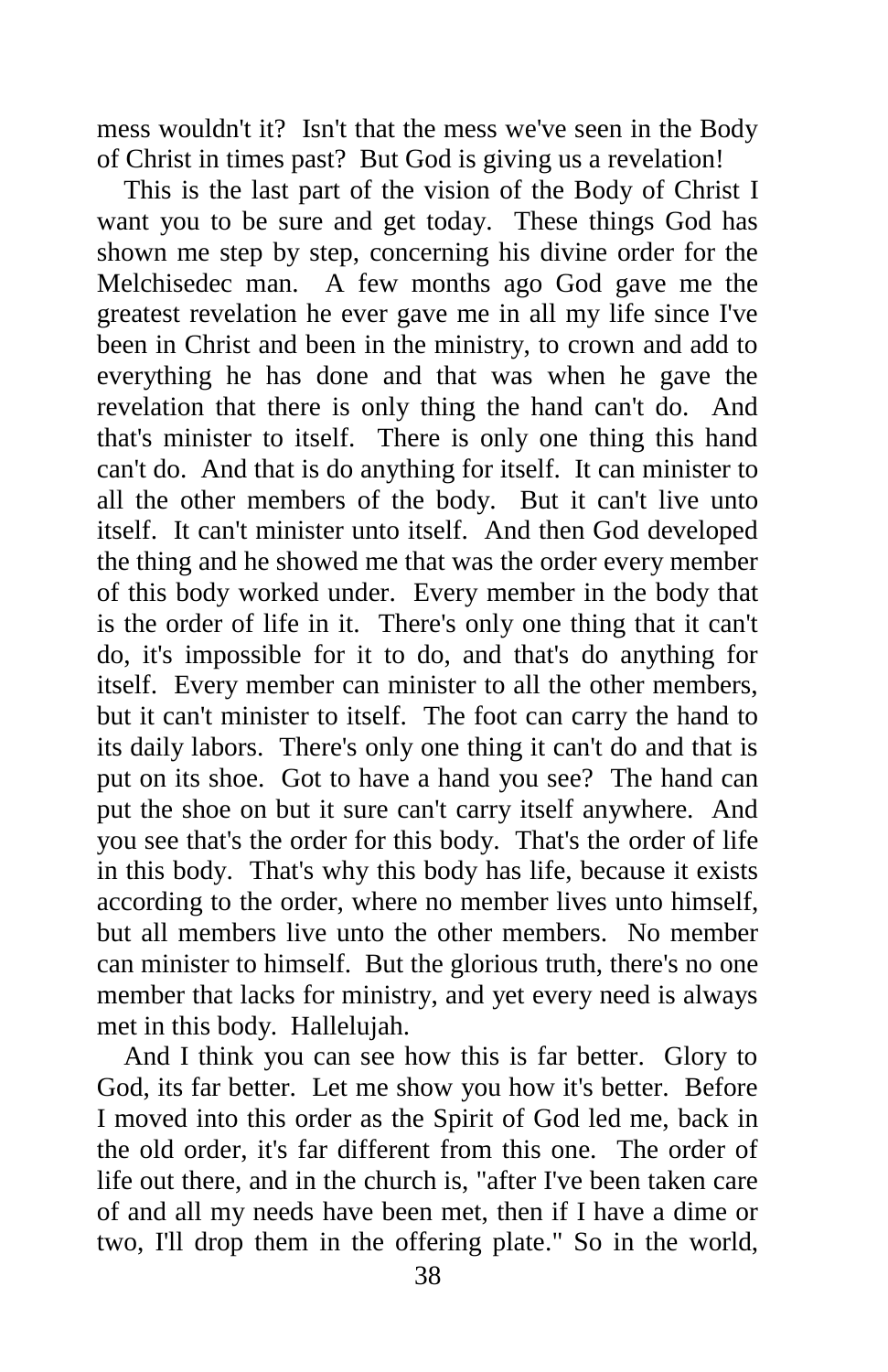mess wouldn't it? Isn't that the mess we've seen in the Body of Christ in times past? But God is giving us a revelation!

This is the last part of the vision of the Body of Christ I want you to be sure and get today. These things God has shown me step by step, concerning his divine order for the Melchisedec man. A few months ago God gave me the greatest revelation he ever gave me in all my life since I've been in Christ and been in the ministry, to crown and add to everything he has done and that was when he gave the revelation that there is only thing the hand can't do. And that's minister to itself. There is only one thing this hand can't do. And that is do anything for itself. It can minister to all the other members of the body. But it can't live unto itself. It can't minister unto itself. And then God developed the thing and he showed me that was the order every member of this body worked under. Every member in the body that is the order of life in it. There's only one thing that it can't do, it's impossible for it to do, and that's do anything for itself. Every member can minister to all the other members, but it can't minister to itself. The foot can carry the hand to its daily labors. There's only one thing it can't do and that is put on its shoe. Got to have a hand you see? The hand can put the shoe on but it sure can't carry itself anywhere. And you see that's the order for this body. That's the order of life in this body. That's why this body has life, because it exists according to the order, where no member lives unto himself, but all members live unto the other members. No member can minister to himself. But the glorious truth, there's no one member that lacks for ministry, and yet every need is always met in this body. Hallelujah.

And I think you can see how this is far better. Glory to God, its far better. Let me show you how it's better. Before I moved into this order as the Spirit of God led me, back in the old order, it's far different from this one. The order of life out there, and in the church is, "after I've been taken care of and all my needs have been met, then if I have a dime or two, I'll drop them in the offering plate." So in the world,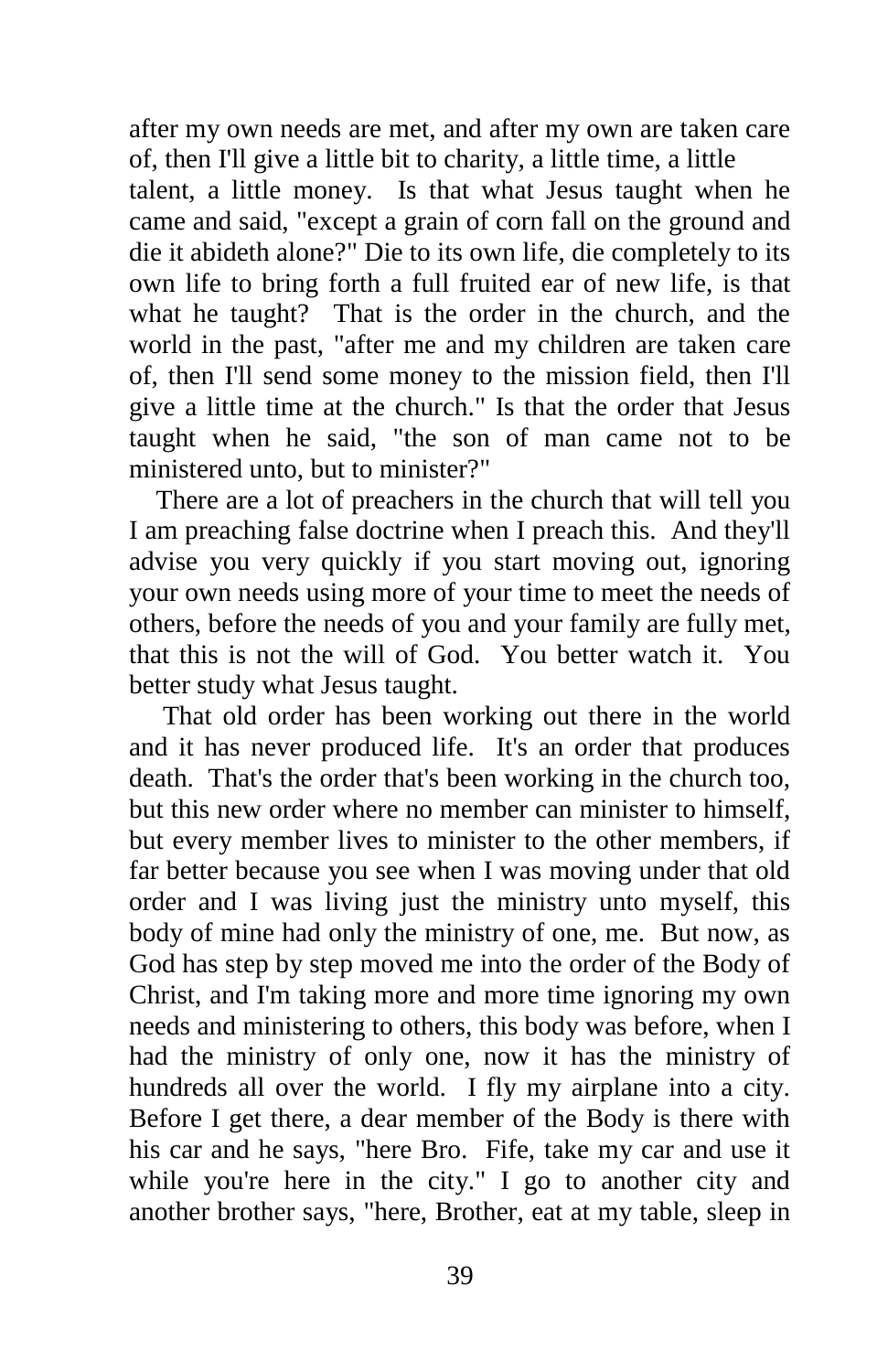after my own needs are met, and after my own are taken care of, then I'll give a little bit to charity, a little time, a little talent, a little money. Is that what Jesus taught when he came and said, "except a grain of corn fall on the ground and die it abideth alone?" Die to its own life, die completely to its own life to bring forth a full fruited ear of new life, is that what he taught? That is the order in the church, and the world in the past, "after me and my children are taken care of, then I'll send some money to the mission field, then I'll give a little time at the church." Is that the order that Jesus taught when he said, "the son of man came not to be ministered unto, but to minister?"

There are a lot of preachers in the church that will tell you I am preaching false doctrine when I preach this. And they'll advise you very quickly if you start moving out, ignoring your own needs using more of your time to meet the needs of others, before the needs of you and your family are fully met, that this is not the will of God. You better watch it. You better study what Jesus taught.

That old order has been working out there in the world and it has never produced life. It's an order that produces death. That's the order that's been working in the church too, but this new order where no member can minister to himself, but every member lives to minister to the other members, if far better because you see when I was moving under that old order and I was living just the ministry unto myself, this body of mine had only the ministry of one, me. But now, as God has step by step moved me into the order of the Body of Christ, and I'm taking more and more time ignoring my own needs and ministering to others, this body was before, when I had the ministry of only one, now it has the ministry of hundreds all over the world. I fly my airplane into a city. Before I get there, a dear member of the Body is there with his car and he says, "here Bro. Fife, take my car and use it while you're here in the city." I go to another city and another brother says, "here, Brother, eat at my table, sleep in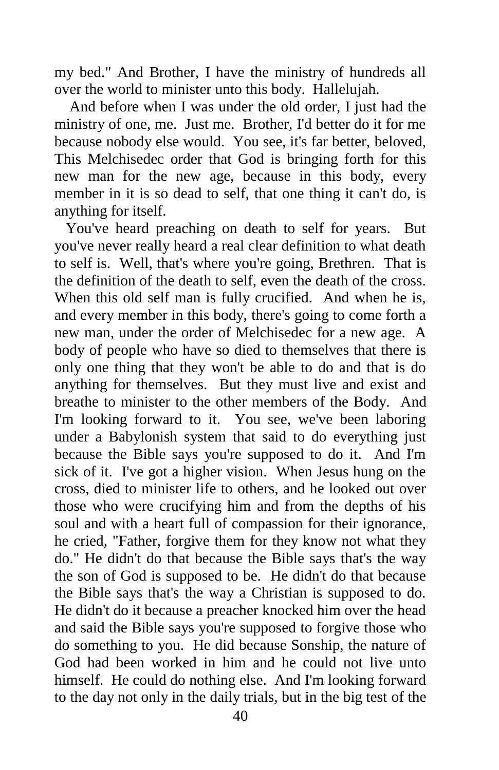my bed." And Brother, I have the ministry of hundreds all over the world to minister unto this body. Hallelujah.

And before when I was under the old order, I just had the ministry of one, me. Just me. Brother, I'd better do it for me because nobody else would. You see, it's far better, beloved, This Melchisedec order that God is bringing forth for this new man for the new age, because in this body, every member in it is so dead to self, that one thing it can't do, is anything for itself.

You've heard preaching on death to self for years. But you've never really heard a real clear definition to what death to self is. Well, that's where you're going, Brethren. That is the definition of the death to self, even the death of the cross. When this old self man is fully crucified. And when he is, and every member in this body, there's going to come forth a new man, under the order of Melchisedec for a new age. A body of people who have so died to themselves that there is only one thing that they won't be able to do and that is do anything for themselves. But they must live and exist and breathe to minister to the other members of the Body. And I'm looking forward to it. You see, we've been laboring under a Babylonish system that said to do everything just because the Bible says you're supposed to do it. And I'm sick of it. I've got a higher vision. When Jesus hung on the cross, died to minister life to others, and he looked out over those who were crucifying him and from the depths of his soul and with a heart full of compassion for their ignorance, he cried, "Father, forgive them for they know not what they do." He didn't do that because the Bible says that's the way the son of God is supposed to be. He didn't do that because the Bible says that's the way a Christian is supposed to do. He didn't do it because a preacher knocked him over the head and said the Bible says you're supposed to forgive those who do something to you. He did because Sonship, the nature of God had been worked in him and he could not live unto himself. He could do nothing else. And I'm looking forward to the day not only in the daily trials, but in the big test of the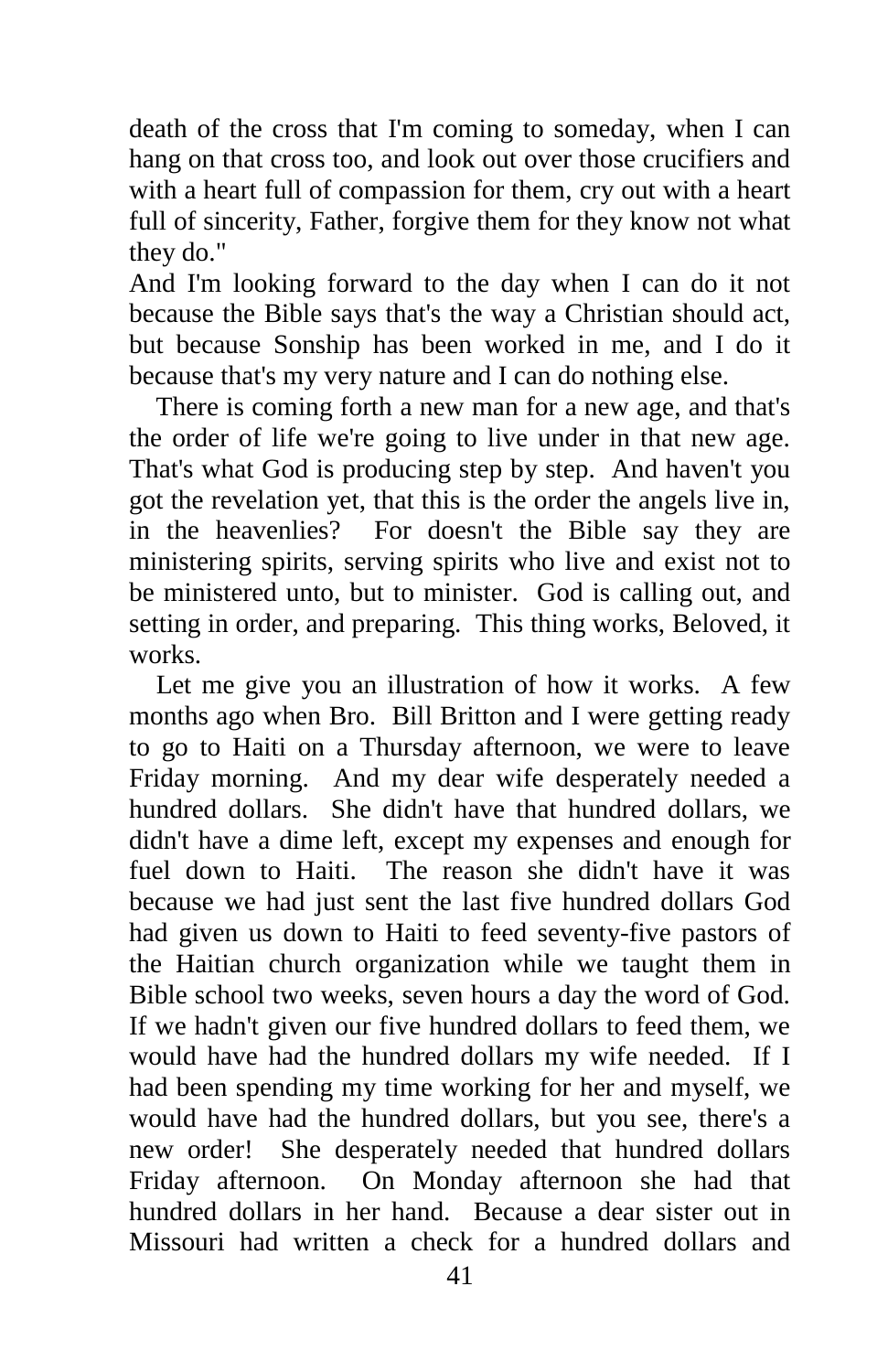death of the cross that I'm coming to someday, when I can hang on that cross too, and look out over those crucifiers and with a heart full of compassion for them, cry out with a heart full of sincerity, Father, forgive them for they know not what they do."

And I'm looking forward to the day when I can do it not because the Bible says that's the way a Christian should act, but because Sonship has been worked in me, and I do it because that's my very nature and I can do nothing else.

There is coming forth a new man for a new age, and that's the order of life we're going to live under in that new age. That's what God is producing step by step. And haven't you got the revelation yet, that this is the order the angels live in, in the heavenlies? For doesn't the Bible say they are ministering spirits, serving spirits who live and exist not to be ministered unto, but to minister. God is calling out, and setting in order, and preparing. This thing works, Beloved, it works.

Let me give you an illustration of how it works. A few months ago when Bro. Bill Britton and I were getting ready to go to Haiti on a Thursday afternoon, we were to leave Friday morning. And my dear wife desperately needed a hundred dollars. She didn't have that hundred dollars, we didn't have a dime left, except my expenses and enough for fuel down to Haiti. The reason she didn't have it was because we had just sent the last five hundred dollars God had given us down to Haiti to feed seventy-five pastors of the Haitian church organization while we taught them in Bible school two weeks, seven hours a day the word of God. If we hadn't given our five hundred dollars to feed them, we would have had the hundred dollars my wife needed. If I had been spending my time working for her and myself, we would have had the hundred dollars, but you see, there's a new order! She desperately needed that hundred dollars Friday afternoon. On Monday afternoon she had that hundred dollars in her hand. Because a dear sister out in Missouri had written a check for a hundred dollars and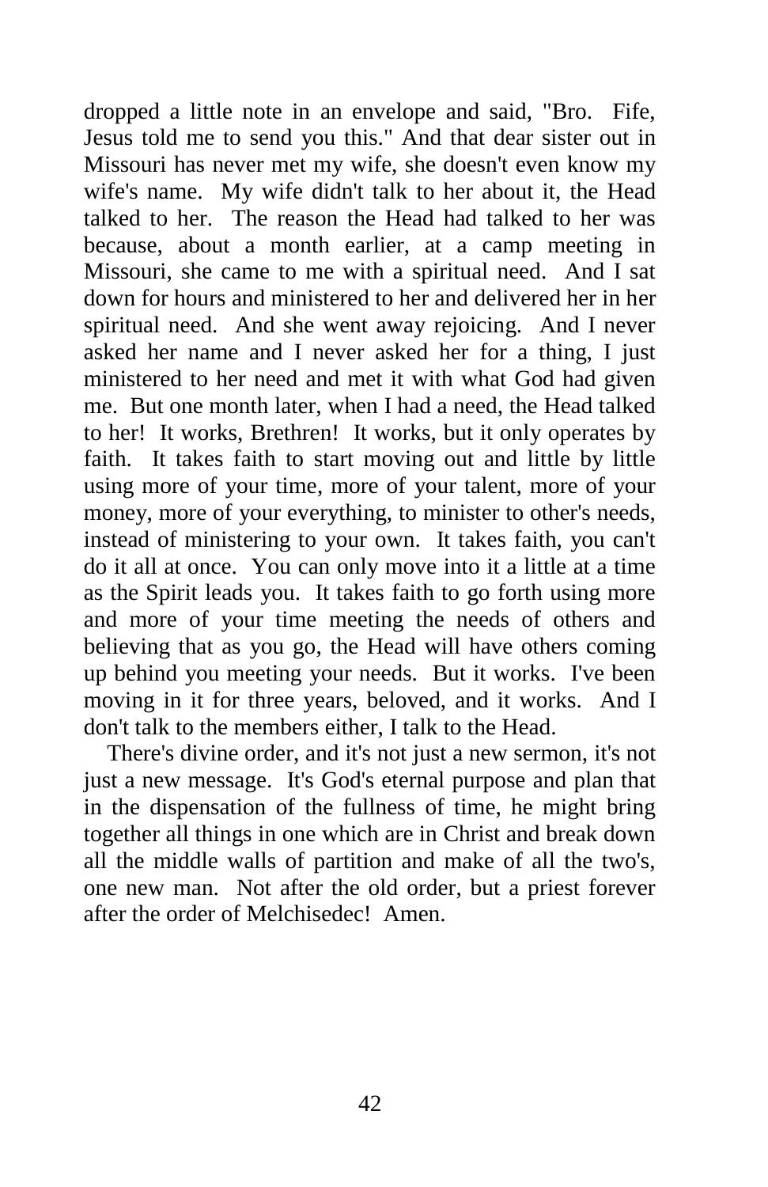dropped a little note in an envelope and said, "Bro. Fife, Jesus told me to send you this." And that dear sister out in Missouri has never met my wife, she doesn't even know my wife's name. My wife didn't talk to her about it, the Head talked to her. The reason the Head had talked to her was because, about a month earlier, at a camp meeting in Missouri, she came to me with a spiritual need. And I sat down for hours and ministered to her and delivered her in her spiritual need. And she went away rejoicing. And I never asked her name and I never asked her for a thing, I just ministered to her need and met it with what God had given me. But one month later, when I had a need, the Head talked to her! It works, Brethren! It works, but it only operates by faith. It takes faith to start moving out and little by little using more of your time, more of your talent, more of your money, more of your everything, to minister to other's needs, instead of ministering to your own. It takes faith, you can't do it all at once. You can only move into it a little at a time as the Spirit leads you. It takes faith to go forth using more and more of your time meeting the needs of others and believing that as you go, the Head will have others coming up behind you meeting your needs. But it works. I've been moving in it for three years, beloved, and it works. And I don't talk to the members either, I talk to the Head.

There's divine order, and it's not just a new sermon, it's not just a new message. It's God's eternal purpose and plan that in the dispensation of the fullness of time, he might bring together all things in one which are in Christ and break down all the middle walls of partition and make of all the two's, one new man. Not after the old order, but a priest forever after the order of Melchisedec! Amen.